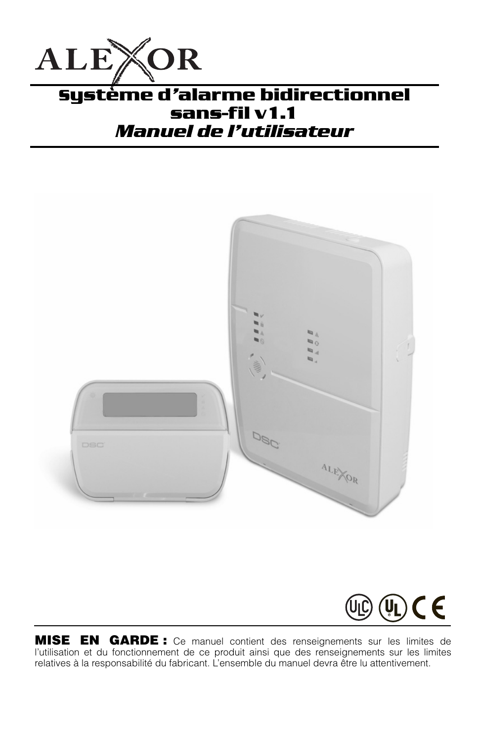# ALEXOR

# Système d'alarme bidirectionnel sans-fil v1.1

## *Manuel de l'utilisateur*

**MISE EN GARDE :** Ce manuel contient des renseignements sur les limites de l'utilisation et du fonctionnement de ce produit ainsi que des renseignements sur les limites relatives à la responsabilité du fabricant. L'ensemble du manuel devra être lu attentivement.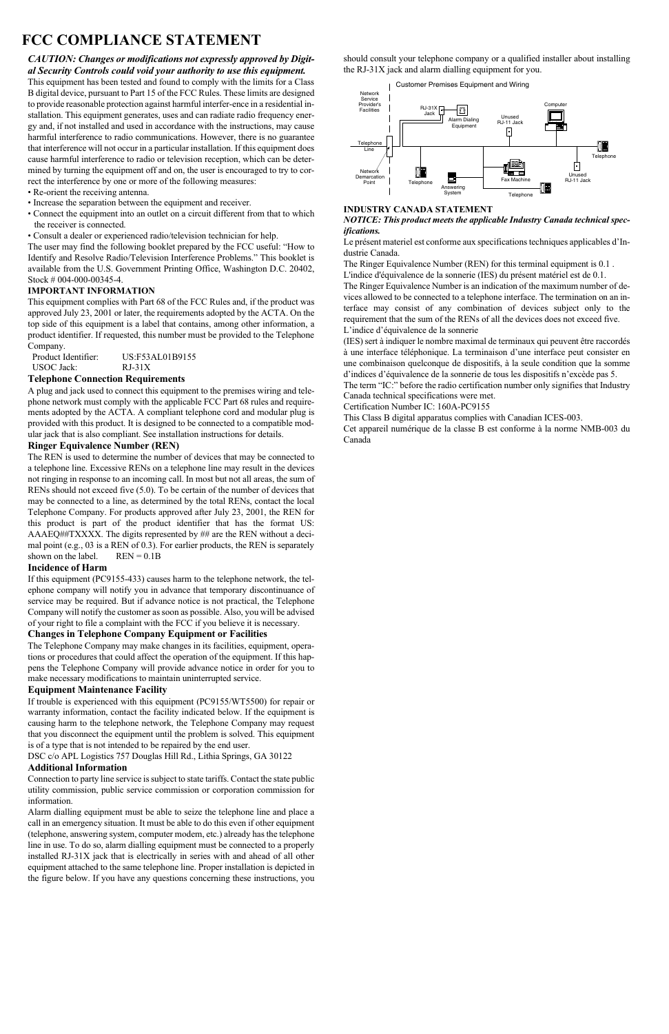# FCC COMPLIANCE STATEMENT

***CAUTION: Changes or modifications not expressly approved by Digital Security Controls could void your authority to use this equipment.***

This equipment has been tested and found to comply with the limits for a Class B digital device, pursuant to Part 15 of the FCC Rules. These limits are designed to provide reasonable protection against harmful interfer-ence in a residential installation. This equipment generates, uses and can radiate radio frequency energy and, if not installed and used in accordance with the instructions, may cause harmful interference to radio communications. However, there is no guarantee that interference will not occur in a particular installation. If this equipment does cause harmful interference to radio or television reception, which can be determined by turning the equipment off and on, the user is encouraged to try to correct the interference by one or more of the following measures:

- Re-orient the receiving antenna.
- Increase the separation between the equipment and receiver.
- Connect the equipment into an outlet on a circuit different from that to which the receiver is connected.
- Consult a dealer or experienced radio/television technician for help.

The user may find the following booklet prepared by the FCC useful: "How to Identify and Resolve Radio/Television Interference Problems." This booklet is available from the U.S. Government Printing Office, Washington D.C. 20402, Stock # 004-000-00345-4.

**IMPORTANT INFORMATION**

This equipment complies with Part 68 of the FCC Rules and, if the product was approved July 23, 2001 or later, the requirements adopted by the ACTA. On the top side of this equipment is a label that contains, among other information, a product identifier. If requested, this number must be provided to the Telephone Company.

Product Identifier: US:F53AL01B9155
USOC Jack: RJ-31X

**Telephone Connection Requirements**

A plug and jack used to connect this equipment to the premises wiring and telephone network must comply with the applicable FCC Part 68 rules and requirements adopted by the ACTA. A compliant telephone cord and modular plug is provided with this product. It is designed to be connected to a compatible modular jack that is also compliant. See installation instructions for details.

**Ringer Equivalence Number (REN)**

The REN is used to determine the number of devices that may be connected to a telephone line. Excessive RENs on a telephone line may result in the devices not ringing in response to an incoming call. In most but not all areas, the sum of RENs should not exceed five (5.0). To be certain of the number of devices that may be connected to a line, as determined by the total RENs, contact the local Telephone Company. For products approved after July 23, 2001, the REN for this product is part of the product identifier that has the format US: AAAEQ##TXXXX. The digits represented by ## are the REN without a decimal point (e.g., 03 is a REN of 0.3). For earlier products, the REN is separately shown on the label. REN = 0.1B

**Incidence of Harm**

If this equipment (PC9155-433) causes harm to the telephone network, the telephone company will notify you in advance that temporary discontinuance of service may be required. But if advance notice is not practical, the Telephone Company will notify the customer as soon as possible. Also, you will be advised of your right to file a complaint with the FCC if you believe it is necessary.

**Changes in Telephone Company Equipment or Facilities**

The Telephone Company may make changes in its facilities, equipment, operations or procedures that could affect the operation of the equipment. If this happens the Telephone Company will provide advance notice in order for you to make necessary modifications to maintain uninterrupted service.

**Equipment Maintenance Facility**

If trouble is experienced with this equipment (PC9155/WT5500) for repair or warranty information, contact the facility indicated below. If the equipment is causing harm to the telephone network, the Telephone Company may request that you disconnect the equipment until the problem is solved. This equipment is of a type that is not intended to be repaired by the end user.

DSC c/o APL Logistics 757 Douglas Hill Rd., Lithia Springs, GA 30122

**Additional Information**

Connection to party line service is subject to state tariffs. Contact the state public utility commission, public service commission or corporation commission for information.

Alarm dialling equipment must be able to seize the telephone line and place a call in an emergency situation. It must be able to do this even if other equipment (telephone, answering system, computer modem, etc.) already has the telephone line in use. To do so, alarm dialling equipment must be connected to a properly installed RJ-31X jack that is electrically in series with and ahead of all other equipment attached to the same telephone line. Proper installation is depicted in the figure below. If you have any questions concerning these instructions, you should consult your telephone company or a qualified installer about installing the RJ-31X jack and alarm dialling equipment for you.

Network Service Provider's Facilities | Customer Premises Equipment and Wiring | RJ-31X Jack | Alarm Dialing Equipment | Unused RJ-11 Jack | Computer | Telephone Line | Telephone | Network Demarcation Point | Telephone | Answering System | Fax Machine | Unused RJ-11 Jack | Telephone

**INDUSTRY CANADA STATEMENT**

***NOTICE: This product meets the applicable Industry Canada technical specifications.***

Le présent materiel est conforme aux specifications techniques applicables d'Industrie Canada.

The Ringer Equivalence Number (REN) for this terminal equipment is 0.1 .
L'indice d'équivalence de la sonnerie (IES) du présent matériel est de 0.1.

The Ringer Equivalence Number is an indication of the maximum number of devices allowed to be connected to a telephone interface. The termination on an interface may consist of any combination of devices subject only to the requirement that the sum of the RENs of all the devices does not exceed five.

L'indice d'équivalence de la sonnerie
(IES) sert à indiquer le nombre maximal de terminaux qui peuvent être raccordés à une interface téléphonique. La terminaison d'une interface peut consister en une combinaison quelconque de dispositifs, à la seule condition que la somme d'indices d'équivalence de la sonnerie de tous les dispositifs n'excède pas 5.

The term "IC:" before the radio certification number only signifies that Industry Canada technical specifications were met.

Certification Number IC: 160A-PC9155

This Class B digital apparatus complies with Canadian ICES-003.

Cet appareil numérique de la classe B est conforme à la norme NMB-003 du Canada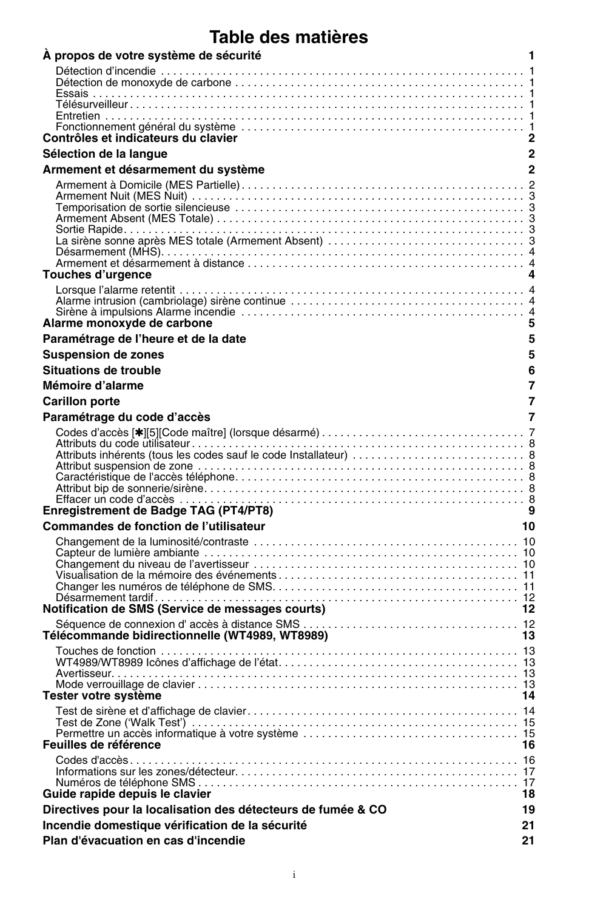# Table des matières

**À propos de votre système de sécurité** **1**

- Détection d'incendie . . . 1
- Détection de monoxyde de carbone . . . 1
- Essais . . . 1
- Télésurveilleur . . . 1
- Entretien . . . 1
- Fonctionnement général du système . . . 1

**Contrôles et indicateurs du clavier** **2**

**Sélection de la langue** **2**

**Armement et désarmement du système** **2**

- Armement à Domicile (MES Partielle) . . . 2
- Armement Nuit (MES Nuit) . . . 3
- Temporisation de sortie silencieuse . . . 3
- Armement Absent (MES Totale) . . . 3
- Sortie Rapide . . . 3
- La sirène sonne après MES totale (Armement Absent) . . . 3
- Désarmement (MHS) . . . 4
- Armement et désarmement à distance . . . 4

**Touches d'urgence** **4**

- Lorsque l'alarme retentit . . . 4
- Alarme intrusion (cambriolage) sirène continue . . . 4
- Sirène à impulsions Alarme incendie . . . 4

**Alarme monoxyde de carbone** **5**

**Paramétrage de l'heure et de la date** **5**

**Suspension de zones** **5**

**Situations de trouble** **6**

**Mémoire d'alarme** **7**

**Carillon porte** **7**

**Paramétrage du code d'accès** **7**

- Codes d'accès [✱][5][Code maître] (lorsque désarmé) . . . 7
- Attributs du code utilisateur . . . 8
- Attributs inhérents (tous les codes sauf le code Installateur) . . . 8
- Attribut suspension de zone . . . 8
- Caractéristique de l'accès téléphone . . . 8
- Attribut bip de sonnerie/sirène . . . 8
- Effacer un code d'accès . . . 8

**Enregistrement de Badge TAG (PT4/PT8)** **9**

**Commandes de fonction de l'utilisateur** **10**

- Changement de la luminosité/contraste . . . 10
- Capteur de lumière ambiante . . . 10
- Changement du niveau de l'avertisseur . . . 10
- Visualisation de la mémoire des événements . . . 11
- Changer les numéros de téléphone de SMS . . . 11
- Désarmement tardif . . . 12

**Notification de SMS (Service de messages courts)** **12**

- Séquence de connexion d' accès à distance SMS . . . 12

**Télécommande bidirectionnelle (WT4989, WT8989)** **13**

- Touches de fonction . . . 13
- WT4989/WT8989 Icônes d'affichage de l'état . . . 13
- Avertisseur . . . 13
- Mode verrouillage de clavier . . . 13

**Tester votre système** **14**

- Test de sirène et d'affichage de clavier . . . 14
- Test de Zone ('Walk Test') . . . 15
- Permettre un accès informatique à votre système . . . 15

**Feuilles de référence** **16**

- Codes d'accès . . . 16
- Informations sur les zones/détecteur . . . 17
- Numéros de téléphone SMS . . . 17

**Guide rapide depuis le clavier** **18**

**Directives pour la localisation des détecteurs de fumée & CO** **19**

**Incendie domestique vérification de la sécurité** **21**

**Plan d'évacuation en cas d'incendie** **21**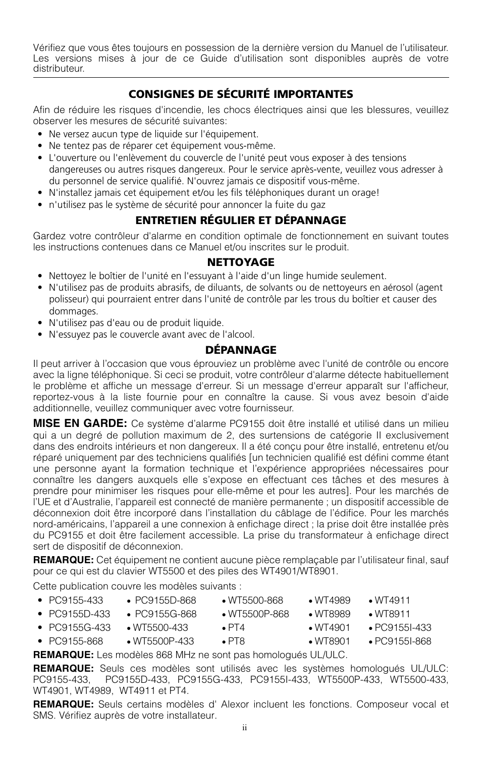Vérifiez que vous êtes toujours en possession de la dernière version du Manuel de l’utilisateur. Les versions mises à jour de ce Guide d’utilisation sont disponibles auprès de votre distributeur.

---

## CONSIGNES DE SÉCURITÉ IMPORTANTES

Afin de réduire les risques d'incendie, les chocs électriques ainsi que les blessures, veuillez observer les mesures de sécurité suivantes:

- Ne versez aucun type de liquide sur l'équipement.
- Ne tentez pas de réparer cet équipement vous-même.
- L'ouverture ou l'enlèvement du couvercle de l'unité peut vous exposer à des tensions dangereuses ou autres risques dangereux. Pour le service après-vente, veuillez vous adresser à du personnel de service qualifié. N'ouvrez jamais ce dispositif vous-même.
- N'installez jamais cet équipement et/ou les fils téléphoniques durant un orage!
- n'utilisez pas le système de sécurité pour annoncer la fuite du gaz

## ENTRETIEN RÉGULIER ET DÉPANNAGE

Gardez votre contrôleur d'alarme en condition optimale de fonctionnement en suivant toutes les instructions contenues dans ce Manuel et/ou inscrites sur le produit.

### NETTOYAGE

- Nettoyez le boîtier de l'unité en l'essuyant à l'aide d'un linge humide seulement.
- N'utilisez pas de produits abrasifs, de diluants, de solvants ou de nettoyeurs en aérosol (agent polisseur) qui pourraient entrer dans l'unité de contrôle par les trous du boîtier et causer des dommages.
- N'utilisez pas d'eau ou de produit liquide.
- N'essuyez pas le couvercle avant avec de l'alcool.

### DÉPANNAGE

Il peut arriver à l’occasion que vous éprouviez un problème avec l'unité de contrôle ou encore avec la ligne téléphonique. Si ceci se produit, votre contrôleur d'alarme détecte habituellement le problème et affiche un message d'erreur. Si un message d'erreur apparaît sur l'afficheur, reportez-vous à la liste fournie pour en connaître la cause. Si vous avez besoin d'aide additionnelle, veuillez communiquer avec votre fournisseur.

**MISE EN GARDE:** Ce système d’alarme PC9155 doit être installé et utilisé dans un milieu qui a un degré de pollution maximum de 2, des surtensions de catégorie II exclusivement dans des endroits intérieurs et non dangereux. Il a été conçu pour être installé, entretenu et/ou réparé uniquement par des techniciens qualifiés [un technicien qualifié est défini comme étant une personne ayant la formation technique et l’expérience appropriées nécessaires pour connaître les dangers auxquels elle s’expose en effectuant ces tâches et des mesures à prendre pour minimiser les risques pour elle-même et pour les autres]. Pour les marchés de l’UE et d’Australie, l’appareil est connecté de manière permanente ; un dispositif accessible de déconnexion doit être incorporé dans l’installation du câblage de l’édifice. Pour les marchés nord-américains, l’appareil a une connexion à enfichage direct ; la prise doit être installée près du PC9155 et doit être facilement accessible. La prise du transformateur à enfichage direct sert de dispositif de déconnexion.

**REMARQUE:** Cet équipement ne contient aucune pièce remplaçable par l’utilisateur final, sauf pour ce qui est du clavier WT5500 et des piles des WT4901/WT8901.

Cette publication couvre les modèles suivants :

- PC9155-433
- PC9155D-433
- PC9155G-433
- PC9155-868
- PC9155D-868
- PC9155G-868
- WT5500-433
- WT5500P-433
- WT5500-868
- WT5500P-868
- PT4
- PT8
- WT4989
- WT8989
- WT4901
- WT8901
- WT4911
- WT8911
- PC9155I-433
- PC9155I-868

**REMARQUE:** Les modèles 868 MHz ne sont pas homologués UL/ULC.

**REMARQUE:** Seuls ces modèles sont utilisés avec les systèmes homologués UL/ULC: PC9155-433, PC9155D-433, PC9155G-433, PC9155I-433, WT5500P-433, WT5500-433, WT4901, WT4989, WT4911 et PT4.

**REMARQUE:** Seuls certains modèles d' Alexor incluent les fonctions. Composeur vocal et SMS. Vérifiez auprès de votre installateur.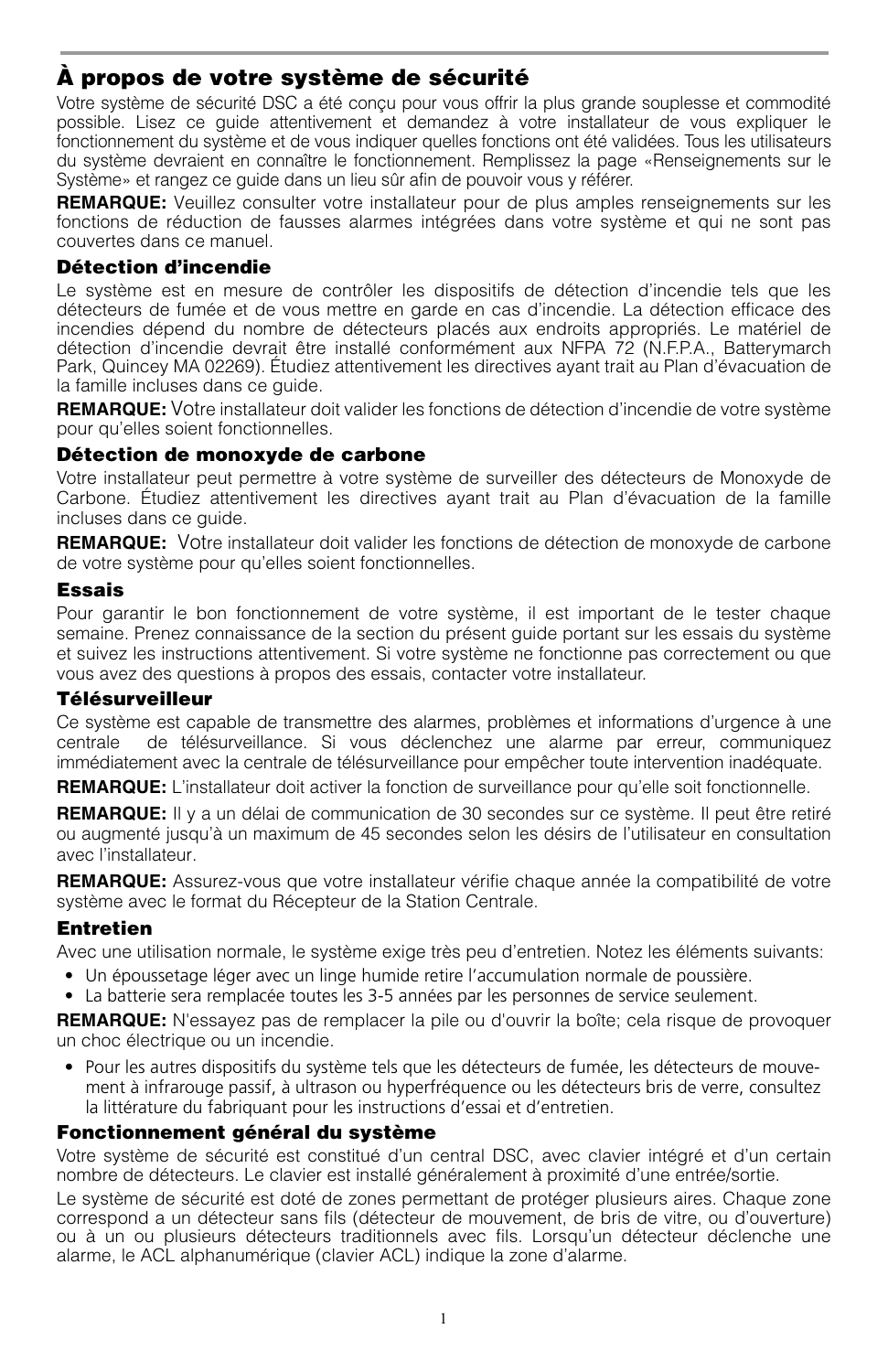## À propos de votre système de sécurité

Votre système de sécurité DSC a été conçu pour vous offrir la plus grande souplesse et commodité possible. Lisez ce guide attentivement et demandez à votre installateur de vous expliquer le fonctionnement du système et de vous indiquer quelles fonctions ont été validées. Tous les utilisateurs du système devraient en connaître le fonctionnement. Remplissez la page «Renseignements sur le Système» et rangez ce guide dans un lieu sûr afin de pouvoir vous y référer.

**REMARQUE:** Veuillez consulter votre installateur pour de plus amples renseignements sur les fonctions de réduction de fausses alarmes intégrées dans votre système et qui ne sont pas couvertes dans ce manuel.

### Détection d'incendie

Le système est en mesure de contrôler les dispositifs de détection d'incendie tels que les détecteurs de fumée et de vous mettre en garde en cas d'incendie. La détection efficace des incendies dépend du nombre de détecteurs placés aux endroits appropriés. Le matériel de détection d'incendie devrait être installé conformément aux NFPA 72 (N.F.P.A., Batterymarch Park, Quincey MA 02269). Étudiez attentivement les directives ayant trait au Plan d'évacuation de la famille incluses dans ce guide.

**REMARQUE:** Votre installateur doit valider les fonctions de détection d'incendie de votre système pour qu'elles soient fonctionnelles.

### Détection de monoxyde de carbone

Votre installateur peut permettre à votre système de surveiller des détecteurs de Monoxyde de Carbone. Étudiez attentivement les directives ayant trait au Plan d'évacuation de la famille incluses dans ce guide.

**REMARQUE:** Votre installateur doit valider les fonctions de détection de monoxyde de carbone de votre système pour qu'elles soient fonctionnelles.

### Essais

Pour garantir le bon fonctionnement de votre système, il est important de le tester chaque semaine. Prenez connaissance de la section du présent guide portant sur les essais du système et suivez les instructions attentivement. Si votre système ne fonctionne pas correctement ou que vous avez des questions à propos des essais, contacter votre installateur.

### Télésurveilleur

Ce système est capable de transmettre des alarmes, problèmes et informations d'urgence à une centrale de télésurveillance. Si vous déclenchez une alarme par erreur, communiquez immédiatement avec la centrale de télésurveillance pour empêcher toute intervention inadéquate.

**REMARQUE:** L'installateur doit activer la fonction de surveillance pour qu'elle soit fonctionnelle.

**REMARQUE:** Il y a un délai de communication de 30 secondes sur ce système. Il peut être retiré ou augmenté jusqu'à un maximum de 45 secondes selon les désirs de l'utilisateur en consultation avec l'installateur.

**REMARQUE:** Assurez-vous que votre installateur vérifie chaque année la compatibilité de votre système avec le format du Récepteur de la Station Centrale.

### Entretien

Avec une utilisation normale, le système exige très peu d'entretien. Notez les éléments suivants:

- Un époussetage léger avec un linge humide retire l'accumulation normale de poussière.
- La batterie sera remplacée toutes les 3-5 années par les personnes de service seulement.

**REMARQUE:** N'essayez pas de remplacer la pile ou d'ouvrir la boîte; cela risque de provoquer un choc électrique ou un incendie.

- Pour les autres dispositifs du système tels que les détecteurs de fumée, les détecteurs de mouvement à infrarouge passif, à ultrason ou hyperfréquence ou les détecteurs bris de verre, consultez la littérature du fabriquant pour les instructions d'essai et d'entretien.

### Fonctionnement général du système

Votre système de sécurité est constitué d'un central DSC, avec clavier intégré et d'un certain nombre de détecteurs. Le clavier est installé généralement à proximité d'une entrée/sortie.

Le système de sécurité est doté de zones permettant de protéger plusieurs aires. Chaque zone correspond a un détecteur sans fils (détecteur de mouvement, de bris de vitre, ou d'ouverture) ou à un ou plusieurs détecteurs traditionnels avec fils. Lorsqu'un détecteur déclenche une alarme, le ACL alphanumérique (clavier ACL) indique la zone d'alarme.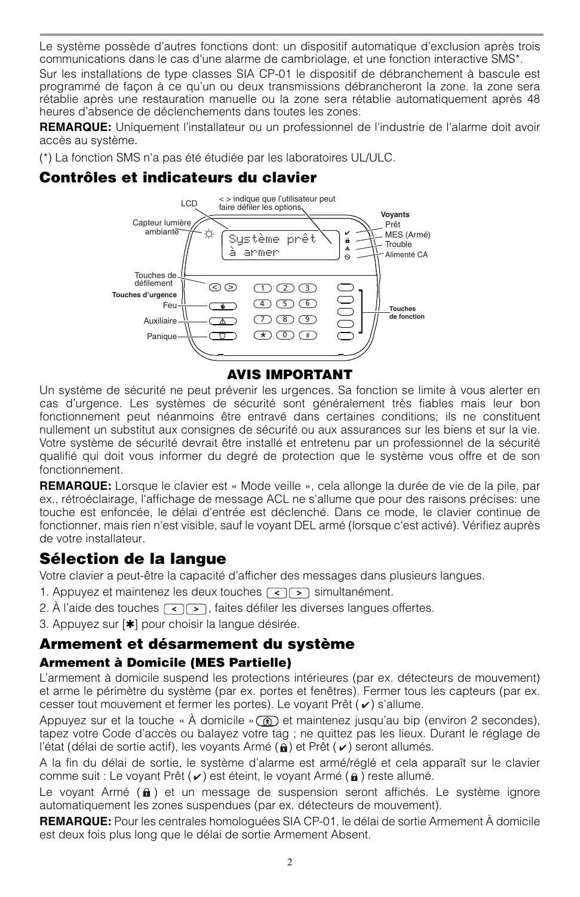Le système possède d'autres fonctions dont: un dispositif automatique d'exclusion après trois communications dans le cas d'une alarme de cambriolage, et une fonction interactive SMS*.

Sur les installations de type classes SIA CP-01 le dispositif de débranchement à bascule est programmé de façon à ce qu'un ou deux transmissions débrancheront la zone. la zone sera rétablie après une restauration manuelle ou la zone sera rétablie automatiquement après 48 heures d'absence de déclenchements dans toutes les zones.

**REMARQUE:** Uniquement l'installateur ou un professionnel de l'industrie de l'alarme doit avoir accès au système.

(*) La fonction SMS n'a pas été étudiée par les laboratoires UL/ULC.

## Contrôles et indicateurs du clavier

LCD — < > indique que l'utilisateur peut faire défiler les options — Capteur lumière ambiante — Système prêt à armer — Voyants: Prêt, MES (Armé), Trouble, Alimenté CA — Touches de défilement — Touches d'urgence: Feu, Auxiliaire, Panique — Touches de fonction

### AVIS IMPORTANT

Un système de sécurité ne peut prévenir les urgences. Sa fonction se limite à vous alerter en cas d'urgence. Les systèmes de sécurité sont généralement très fiables mais leur bon fonctionnement peut néanmoins être entravé dans certaines conditions; ils ne constituent nullement un substitut aux consignes de sécurité ou aux assurances sur les biens et sur la vie. Votre système de sécurité devrait être installé et entretenu par un professionnel de la sécurité qualifié qui doit vous informer du degré de protection que le système vous offre et de son fonctionnement.

**REMARQUE:** Lorsque le clavier est « Mode veille », cela allonge la durée de vie de la pile, par ex., rétroéclairage, l'affichage de message ACL ne s'allume que pour des raisons précises: une touche est enfoncée, le délai d'entrée est déclenché. Dans ce mode, le clavier continue de fonctionner, mais rien n'est visible, sauf le voyant DEL armé (lorsque c'est activé). Vérifiez auprès de votre installateur.

## Sélection de la langue

Votre clavier a peut-être la capacité d'afficher des messages dans plusieurs langues.

1. Appuyez et maintenez les deux touches < > simultanément.
2. À l'aide des touches < >, faites défiler les diverses langues offertes.
3. Appuyez sur [✱] pour choisir la langue désirée.

## Armement et désarmement du système

### Armement à Domicile (MES Partielle)

L'armement à domicile suspend les protections intérieures (par ex. détecteurs de mouvement) et arme le périmètre du système (par ex. portes et fenêtres). Fermer tous les capteurs (par ex. cesser tout mouvement et fermer les portes). Le voyant Prêt (✔) s'allume.

Appuyez sur et la touche « À domicile » et maintenez jusqu'au bip (environ 2 secondes), tapez votre Code d'accès ou balayez votre tag ; ne quittez pas les lieux. Durant le réglage de l'état (délai de sortie actif), les voyants Armé (🔒) et Prêt (✔) seront allumés.

A la fin du délai de sortie, le système d'alarme est armé/réglé et cela apparaît sur le clavier comme suit : Le voyant Prêt (✔) est éteint, le voyant Armé (🔒) reste allumé.

Le voyant Armé (🔒) et un message de suspension seront affichés. Le système ignore automatiquement les zones suspendues (par ex. détecteurs de mouvement).

**REMARQUE:** Pour les centrales homologuées SIA CP-01, le délai de sortie Armement À domicile est deux fois plus long que le délai de sortie Armement Absent.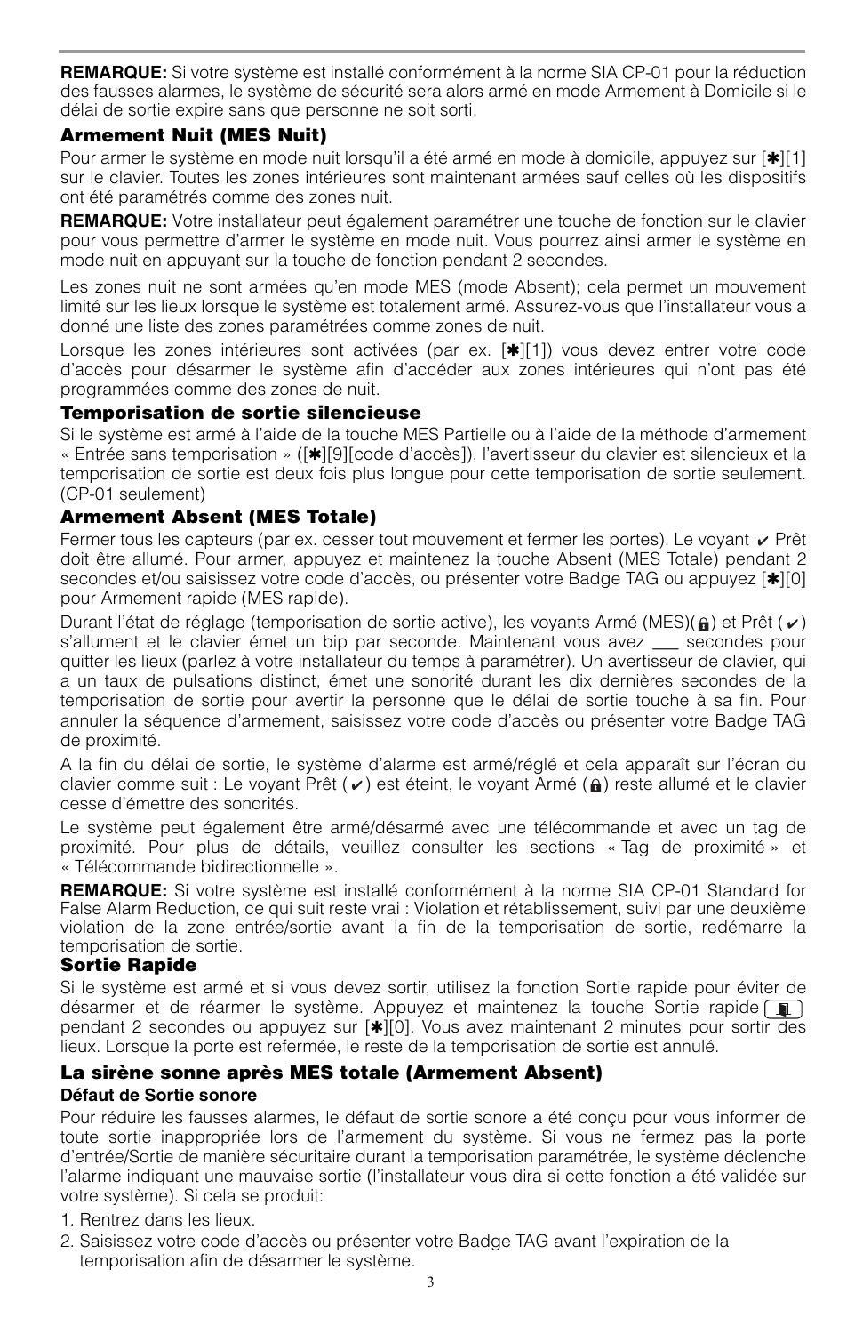**REMARQUE:** Si votre système est installé conformément à la norme SIA CP-01 pour la réduction des fausses alarmes, le système de sécurité sera alors armé en mode Armement à Domicile si le délai de sortie expire sans que personne ne soit sorti.

### Armement Nuit (MES Nuit)

Pour armer le système en mode nuit lorsqu'il a été armé en mode à domicile, appuyez sur [✱][1] sur le clavier. Toutes les zones intérieures sont maintenant armées sauf celles où les dispositifs ont été paramétrés comme des zones nuit.

**REMARQUE:** Votre installateur peut également paramétrer une touche de fonction sur le clavier pour vous permettre d'armer le système en mode nuit. Vous pourrez ainsi armer le système en mode nuit en appuyant sur la touche de fonction pendant 2 secondes.

Les zones nuit ne sont armées qu'en mode MES (mode Absent); cela permet un mouvement limité sur les lieux lorsque le système est totalement armé. Assurez-vous que l'installateur vous a donné une liste des zones paramétrées comme zones de nuit.

Lorsque les zones intérieures sont activées (par ex. [✱][1]) vous devez entrer votre code d'accès pour désarmer le système afin d'accéder aux zones intérieures qui n'ont pas été programmées comme des zones de nuit.

### Temporisation de sortie silencieuse

Si le système est armé à l'aide de la touche MES Partielle ou à l'aide de la méthode d'armement « Entrée sans temporisation » ([✱][9][code d'accès]), l'avertisseur du clavier est silencieux et la temporisation de sortie est deux fois plus longue pour cette temporisation de sortie seulement. (CP-01 seulement)

### Armement Absent (MES Totale)

Fermer tous les capteurs (par ex. cesser tout mouvement et fermer les portes). Le voyant ✔ Prêt doit être allumé. Pour armer, appuyez et maintenez la touche Absent (MES Totale) pendant 2 secondes et/ou saisissez votre code d'accès, ou présenter votre Badge TAG ou appuyez [✱][0] pour Armement rapide (MES rapide).

Durant l'état de réglage (temporisation de sortie active), les voyants Armé (MES)(🔒) et Prêt (✔) s'allument et le clavier émet un bip par seconde. Maintenant vous avez ___ secondes pour quitter les lieux (parlez à votre installateur du temps à paramétrer). Un avertisseur de clavier, qui a un taux de pulsations distinct, émet une sonorité durant les dix dernières secondes de la temporisation de sortie pour avertir la personne que le délai de sortie touche à sa fin. Pour annuler la séquence d'armement, saisissez votre code d'accès ou présenter votre Badge TAG de proximité.

A la fin du délai de sortie, le système d'alarme est armé/réglé et cela apparaît sur l'écran du clavier comme suit : Le voyant Prêt (✔) est éteint, le voyant Armé (🔒) reste allumé et le clavier cesse d'émettre des sonorités.

Le système peut également être armé/désarmé avec une télécommande et avec un tag de proximité. Pour plus de détails, veuillez consulter les sections « Tag de proximité » et « Télécommande bidirectionnelle ».

**REMARQUE:** Si votre système est installé conformément à la norme SIA CP-01 Standard for False Alarm Reduction, ce qui suit reste vrai : Violation et rétablissement, suivi par une deuxième violation de la zone entrée/sortie avant la fin de la temporisation de sortie, redémarre la temporisation de sortie.

### Sortie Rapide

Si le système est armé et si vous devez sortir, utilisez la fonction Sortie rapide pour éviter de désarmer et de réarmer le système. Appuyez et maintenez la touche Sortie rapide pendant 2 secondes ou appuyez sur [✱][0]. Vous avez maintenant 2 minutes pour sortir des lieux. Lorsque la porte est refermée, le reste de la temporisation de sortie est annulé.

### La sirène sonne après MES totale (Armement Absent)

**Défaut de Sortie sonore**

Pour réduire les fausses alarmes, le défaut de sortie sonore a été conçu pour vous informer de toute sortie inappropriée lors de l'armement du système. Si vous ne fermez pas la porte d'entrée/Sortie de manière sécuritaire durant la temporisation paramétrée, le système déclenche l'alarme indiquant une mauvaise sortie (l'installateur vous dira si cette fonction a été validée sur votre système). Si cela se produit:

1. Rentrez dans les lieux.
2. Saisissez votre code d'accès ou présenter votre Badge TAG avant l'expiration de la temporisation afin de désarmer le système.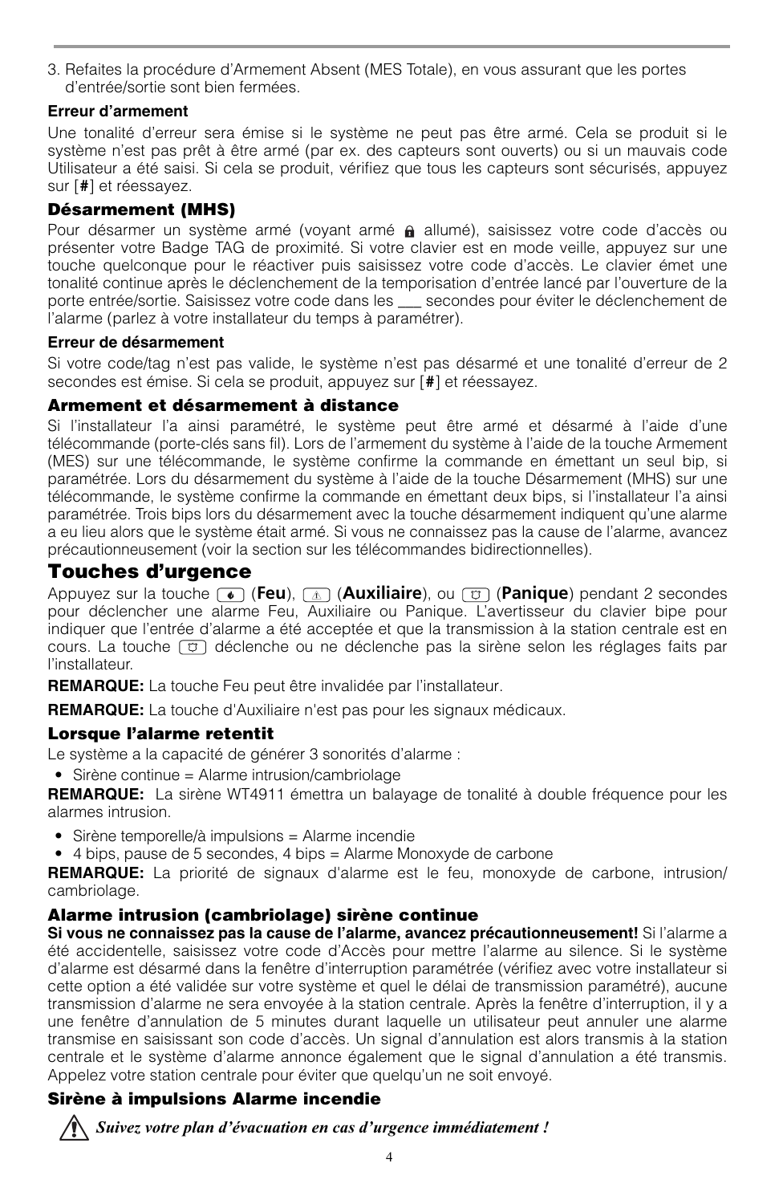3. Refaites la procédure d'Armement Absent (MES Totale), en vous assurant que les portes d'entrée/sortie sont bien fermées.

**Erreur d'armement**

Une tonalité d'erreur sera émise si le système ne peut pas être armé. Cela se produit si le système n'est pas prêt à être armé (par ex. des capteurs sont ouverts) ou si un mauvais code Utilisateur a été saisi. Si cela se produit, vérifiez que tous les capteurs sont sécurisés, appuyez sur [**#**] et réessayez.

### Désarmement (MHS)

Pour désarmer un système armé (voyant armé allumé), saisissez votre code d'accès ou présenter votre Badge TAG de proximité. Si votre clavier est en mode veille, appuyez sur une touche quelconque pour le réactiver puis saisissez votre code d'accès. Le clavier émet une tonalité continue après le déclenchement de la temporisation d'entrée lancé par l'ouverture de la porte entrée/sortie. Saisissez votre code dans les ___ secondes pour éviter le déclenchement de l'alarme (parlez à votre installateur du temps à paramétrer).

**Erreur de désarmement**

Si votre code/tag n'est pas valide, le système n'est pas désarmé et une tonalité d'erreur de 2 secondes est émise. Si cela se produit, appuyez sur [**#**] et réessayez.

### Armement et désarmement à distance

Si l'installateur l'a ainsi paramétré, le système peut être armé et désarmé à l'aide d'une télécommande (porte-clés sans fil). Lors de l'armement du système à l'aide de la touche Armement (MES) sur une télécommande, le système confirme la commande en émettant un seul bip, si paramétrée. Lors du désarmement du système à l'aide de la touche Désarmement (MHS) sur une télécommande, le système confirme la commande en émettant deux bips, si l'installateur l'a ainsi paramétrée. Trois bips lors du désarmement avec la touche désarmement indiquent qu'une alarme a eu lieu alors que le système était armé. Si vous ne connaissez pas la cause de l'alarme, avancez précautionneusement (voir la section sur les télécommandes bidirectionnelles).

## Touches d'urgence

Appuyez sur la touche (**Feu**), (**Auxiliaire**), ou (**Panique**) pendant 2 secondes pour déclencher une alarme Feu, Auxiliaire ou Panique. L'avertisseur du clavier bipe pour indiquer que l'entrée d'alarme a été acceptée et que la transmission à la station centrale est en cours. La touche déclenche ou ne déclenche pas la sirène selon les réglages faits par l'installateur.

**REMARQUE:** La touche Feu peut être invalidée par l'installateur.

**REMARQUE:** La touche d'Auxiliaire n'est pas pour les signaux médicaux.

### Lorsque l'alarme retentit

Le système a la capacité de générer 3 sonorités d'alarme :

- Sirène continue = Alarme intrusion/cambriolage

**REMARQUE:** La sirène WT4911 émettra un balayage de tonalité à double fréquence pour les alarmes intrusion.

- Sirène temporelle/à impulsions = Alarme incendie
- 4 bips, pause de 5 secondes, 4 bips = Alarme Monoxyde de carbone

**REMARQUE:** La priorité de signaux d'alarme est le feu, monoxyde de carbone, intrusion/ cambriolage.

### Alarme intrusion (cambriolage) sirène continue

**Si vous ne connaissez pas la cause de l'alarme, avancez précautionneusement!** Si l'alarme a été accidentelle, saisissez votre code d'Accès pour mettre l'alarme au silence. Si le système d'alarme est désarmé dans la fenêtre d'interruption paramétrée (vérifiez avec votre installateur si cette option a été validée sur votre système et quel le délai de transmission paramétré), aucune transmission d'alarme ne sera envoyée à la station centrale. Après la fenêtre d'interruption, il y a une fenêtre d'annulation de 5 minutes durant laquelle un utilisateur peut annuler une alarme transmise en saisissant son code d'accès. Un signal d'annulation est alors transmis à la station centrale et le système d'alarme annonce également que le signal d'annulation a été transmis. Appelez votre station centrale pour éviter que quelqu'un ne soit envoyé.

### Sirène à impulsions Alarme incendie

***Suivez votre plan d'évacuation en cas d'urgence immédiatement !***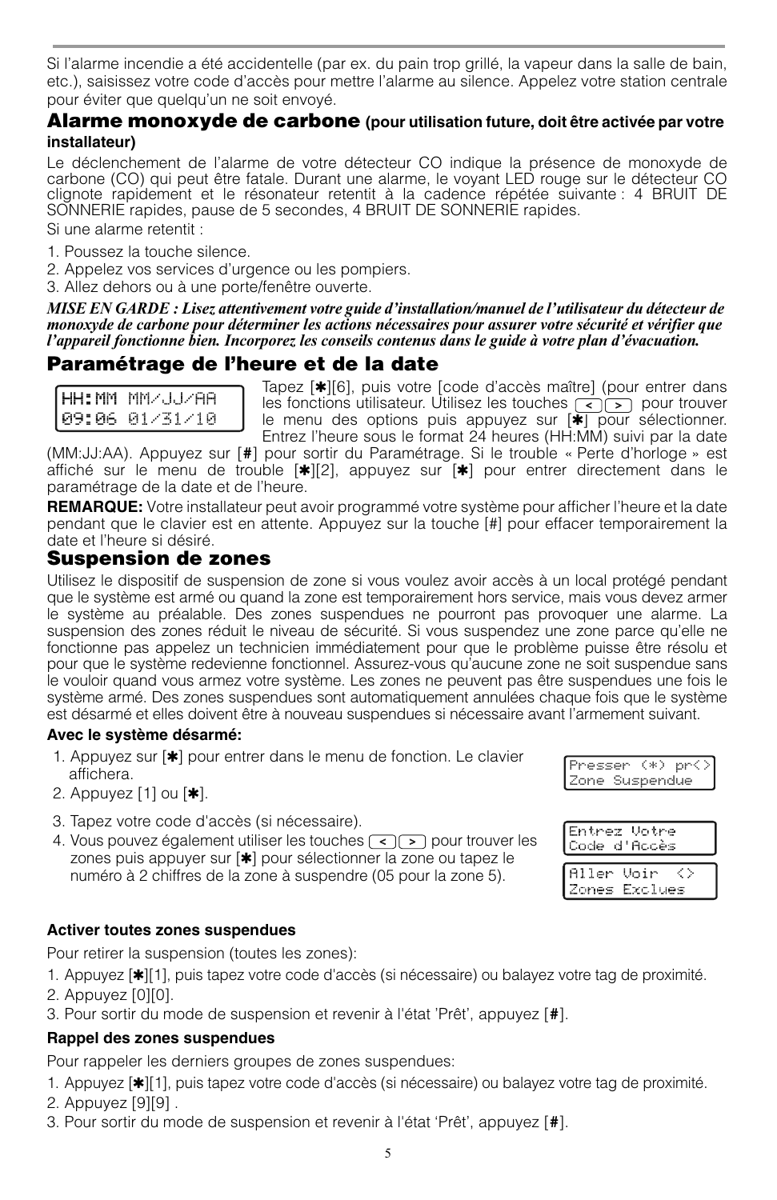Si l'alarme incendie a été accidentelle (par ex. du pain trop grillé, la vapeur dans la salle de bain, etc.), saisissez votre code d'accès pour mettre l'alarme au silence. Appelez votre station centrale pour éviter que quelqu'un ne soit envoyé.

## Alarme monoxyde de carbone (pour utilisation future, doit être activée par votre installateur)

Le déclenchement de l'alarme de votre détecteur CO indique la présence de monoxyde de carbone (CO) qui peut être fatale. Durant une alarme, le voyant LED rouge sur le détecteur CO clignote rapidement et le résonateur retentit à la cadence répétée suivante : 4 BRUIT DE SONNERIE rapides, pause de 5 secondes, 4 BRUIT DE SONNERIE rapides.

Si une alarme retentit :

1. Poussez la touche silence.
2. Appelez vos services d'urgence ou les pompiers.
3. Allez dehors ou à une porte/fenêtre ouverte.

***MISE EN GARDE : Lisez attentivement votre guide d'installation/manuel de l'utilisateur du détecteur de monoxyde de carbone pour déterminer les actions nécessaires pour assurer votre sécurité et vérifier que l'appareil fonctionne bien. Incorporez les conseils contenus dans le guide à votre plan d'évacuation.***

## Paramétrage de l'heure et de la date

```
HH:MM MM/JJ/AA
09:06 01/31/10
```

Tapez [✱][6], puis votre [code d'accès maître] (pour entrer dans les fonctions utilisateur. Utilisez les touches [<][>] pour trouver le menu des options puis appuyez sur [✱] pour sélectionner. Entrez l'heure sous le format 24 heures (HH:MM) suivi par la date (MM:JJ:AA). Appuyez sur [#] pour sortir du Paramétrage. Si le trouble « Perte d'horloge » est affiché sur le menu de trouble [✱][2], appuyez sur [✱] pour entrer directement dans le paramétrage de la date et de l'heure.

**REMARQUE:** Votre installateur peut avoir programmé votre système pour afficher l'heure et la date pendant que le clavier est en attente. Appuyez sur la touche [#] pour effacer temporairement la date et l'heure si désiré.

## Suspension de zones

Utilisez le dispositif de suspension de zone si vous voulez avoir accès à un local protégé pendant que le système est armé ou quand la zone est temporairement hors service, mais vous devez armer le système au préalable. Des zones suspendues ne pourront pas provoquer une alarme. La suspension des zones réduit le niveau de sécurité. Si vous suspendez une zone parce qu'elle ne fonctionne pas appelez un technicien immédiatement pour que le problème puisse être résolu et pour que le système redevienne fonctionnel. Assurez-vous qu'aucune zone ne soit suspendue sans le vouloir quand vous armez votre système. Les zones ne peuvent pas être suspendues une fois le système armé. Des zones suspendues sont automatiquement annulées chaque fois que le système est désarmé et elles doivent être à nouveau suspendues si nécessaire avant l'armement suivant.

**Avec le système désarmé:**

1. Appuyez sur [✱] pour entrer dans le menu de fonction. Le clavier affichera.
2. Appuyez [1] ou [✱].
3. Tapez votre code d'accès (si nécessaire).
4. Vous pouvez également utiliser les touches [<][>] pour trouver les zones puis appuyer sur [✱] pour sélectionner la zone ou tapez le numéro à 2 chiffres de la zone à suspendre (05 pour la zone 5).

```
Presser (*) pr<>
Zone Suspendue
```

```
Entrez Votre
Code d'Accès
```

```
Aller Voir  <>
Zones Exclues
```

**Activer toutes zones suspendues**

Pour retirer la suspension (toutes les zones):

1. Appuyez [✱][1], puis tapez votre code d'accès (si nécessaire) ou balayez votre tag de proximité.
2. Appuyez [0][0].
3. Pour sortir du mode de suspension et revenir à l'état 'Prêt', appuyez [#].

**Rappel des zones suspendues**

Pour rappeler les derniers groupes de zones suspendues:

1. Appuyez [✱][1], puis tapez votre code d'accès (si nécessaire) ou balayez votre tag de proximité.
2. Appuyez [9][9] .
3. Pour sortir du mode de suspension et revenir à l'état 'Prêt', appuyez [#].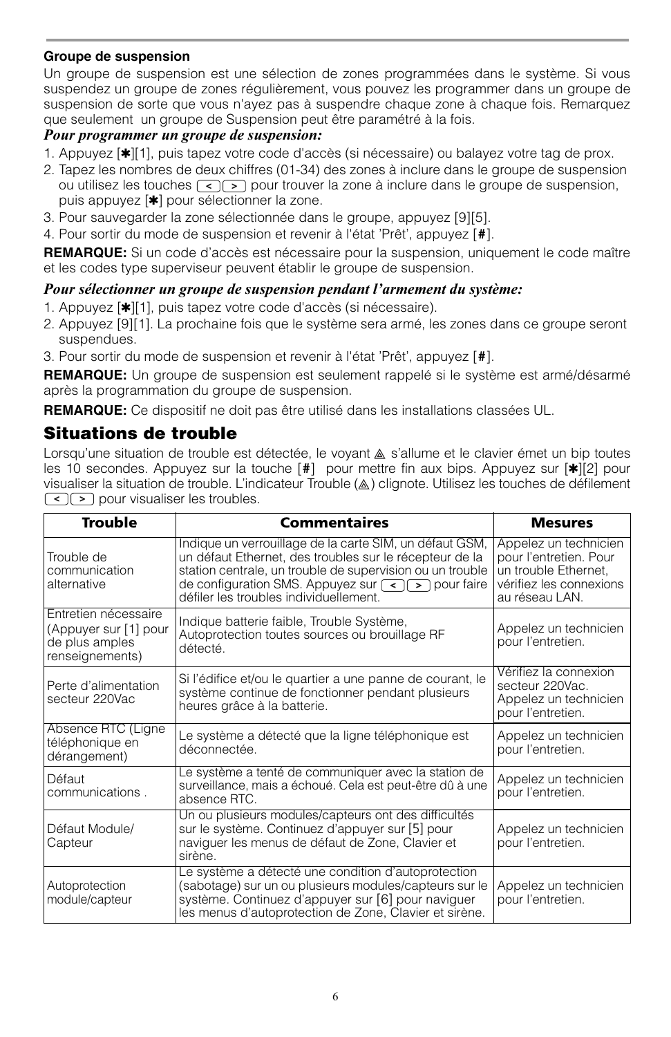**Groupe de suspension**

Un groupe de suspension est une sélection de zones programmées dans le système. Si vous suspendez un groupe de zones régulièrement, vous pouvez les programmer dans un groupe de suspension de sorte que vous n'ayez pas à suspendre chaque zone à chaque fois. Remarquez que seulement un groupe de Suspension peut être paramétré à la fois.

***Pour programmer un groupe de suspension:***

1. Appuyez [✱][1], puis tapez votre code d'accès (si nécessaire) ou balayez votre tag de prox.
2. Tapez les nombres de deux chiffres (01-34) des zones à inclure dans le groupe de suspension ou utilisez les touches [<][>] pour trouver la zone à inclure dans le groupe de suspension, puis appuyez [✱] pour sélectionner la zone.
3. Pour sauvegarder la zone sélectionnée dans le groupe, appuyez [9][5].
4. Pour sortir du mode de suspension et revenir à l'état 'Prêt', appuyez [**#**].

**REMARQUE:** Si un code d'accès est nécessaire pour la suspension, uniquement le code maître et les codes type superviseur peuvent établir le groupe de suspension.

***Pour sélectionner un groupe de suspension pendant l'armement du système:***

1. Appuyez [✱][1], puis tapez votre code d'accès (si nécessaire).
2. Appuyez [9][1]. La prochaine fois que le système sera armé, les zones dans ce groupe seront suspendues.
3. Pour sortir du mode de suspension et revenir à l'état 'Prêt', appuyez [**#**].

**REMARQUE:** Un groupe de suspension est seulement rappelé si le système est armé/désarmé après la programmation du groupe de suspension.

**REMARQUE:** Ce dispositif ne doit pas être utilisé dans les installations classées UL.

## Situations de trouble

Lorsqu'une situation de trouble est détectée, le voyant ⚠ s'allume et le clavier émet un bip toutes les 10 secondes. Appuyez sur la touche [**#**] pour mettre fin aux bips. Appuyez sur [✱][2] pour visualiser la situation de trouble. L'indicateur Trouble (⚠) clignote. Utilisez les touches de défilement [<][>] pour visualiser les troubles.

| Trouble | Commentaires | Mesures |
|---|---|---|
| Trouble de communication alternative | Indique un verrouillage de la carte SIM, un défaut GSM, un défaut Ethernet, des troubles sur le récepteur de la station centrale, un trouble de supervision ou un trouble de configuration SMS. Appuyez sur [<][>] pour faire défiler les troubles individuellement. | Appelez un technicien pour l'entretien. Pour un trouble Ethernet, vérifiez les connexions au réseau LAN. |
| Entretien nécessaire (Appuyer sur [1] pour de plus amples renseignements) | Indique batterie faible, Trouble Système, Autoprotection toutes sources ou brouillage RF détecté. | Appelez un technicien pour l'entretien. |
| Perte d'alimentation secteur 220Vac | Si l'édifice et/ou le quartier a une panne de courant, le système continue de fonctionner pendant plusieurs heures grâce à la batterie. | Vérifiez la connexion secteur 220Vac. Appelez un technicien pour l'entretien. |
| Absence RTC (Ligne téléphonique en dérangement) | Le système a détecté que la ligne téléphonique est déconnectée. | Appelez un technicien pour l'entretien. |
| Défaut communications . | Le système a tenté de communiquer avec la station de surveillance, mais a échoué. Cela est peut-être dû à une absence RTC. | Appelez un technicien pour l'entretien. |
| Défaut Module/ Capteur | Un ou plusieurs modules/capteurs ont des difficultés sur le système. Continuez d'appuyer sur [5] pour naviguer les menus de défaut de Zone, Clavier et sirène. | Appelez un technicien pour l'entretien. |
| Autoprotection module/capteur | Le système a détecté une condition d'autoprotection (sabotage) sur un ou plusieurs modules/capteurs sur le système. Continuez d'appuyer sur [6] pour naviguer les menus d'autoprotection de Zone, Clavier et sirène. | Appelez un technicien pour l'entretien. |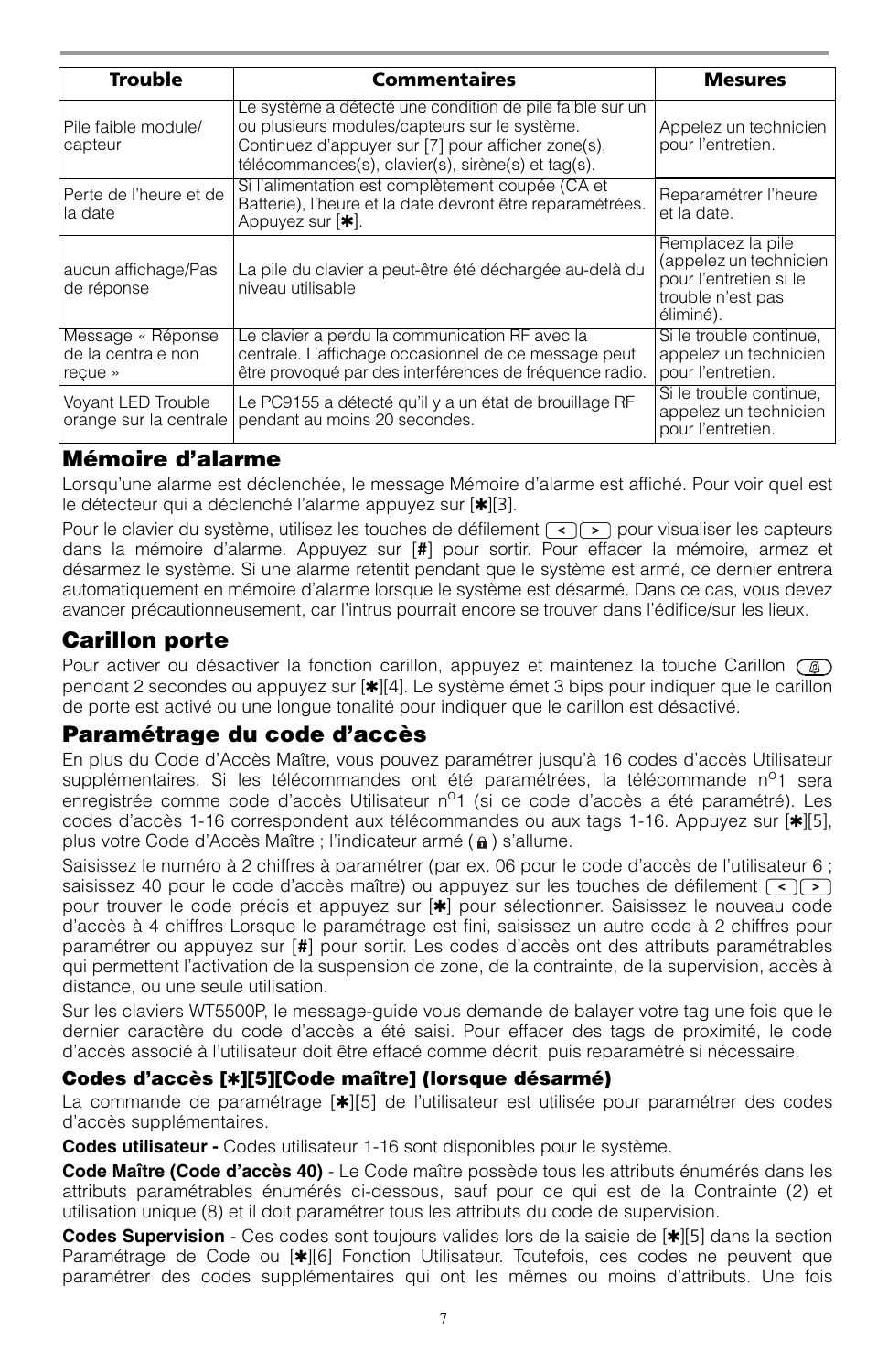| Trouble | Commentaires | Mesures |
|---|---|---|
| Pile faible module/ capteur | Le système a détecté une condition de pile faible sur un ou plusieurs modules/capteurs sur le système. Continuez d'appuyer sur [7] pour afficher zone(s), télécommandes(s), clavier(s), sirène(s) et tag(s). | Appelez un technicien pour l'entretien. |
| Perte de l'heure et de la date | Si l'alimentation est complètement coupée (CA et Batterie), l'heure et la date devront être reparamétrées. Appuyez sur [✱]. | Reparamétrer l'heure et la date. |
| aucun affichage/Pas de réponse | La pile du clavier a peut-être été déchargée au-delà du niveau utilisable | Remplacez la pile (appelez un technicien pour l'entretien si le trouble n'est pas éliminé). |
| Message « Réponse de la centrale non reçue » | Le clavier a perdu la communication RF avec la centrale. L'affichage occasionnel de ce message peut être provoqué par des interférences de fréquence radio. | Si le trouble continue, appelez un technicien pour l'entretien. |
| Voyant LED Trouble orange sur la centrale | Le PC9155 a détecté qu'il y a un état de brouillage RF pendant au moins 20 secondes. | Si le trouble continue, appelez un technicien pour l'entretien. |

## Mémoire d'alarme

Lorsqu'une alarme est déclenchée, le message Mémoire d'alarme est affiché. Pour voir quel est le détecteur qui a déclenché l'alarme appuyez sur [✱][3].

Pour le clavier du système, utilisez les touches de défilement [<][>] pour visualiser les capteurs dans la mémoire d'alarme. Appuyez sur [#] pour sortir. Pour effacer la mémoire, armez et désarmez le système. Si une alarme retentit pendant que le système est armé, ce dernier entrera automatiquement en mémoire d'alarme lorsque le système est désarmé. Dans ce cas, vous devez avancer précautionneusement, car l'intrus pourrait encore se trouver dans l'édifice/sur les lieux.

## Carillon porte

Pour activer ou désactiver la fonction carillon, appuyez et maintenez la touche Carillon pendant 2 secondes ou appuyez sur [✱][4]. Le système émet 3 bips pour indiquer que le carillon de porte est activé ou une longue tonalité pour indiquer que le carillon est désactivé.

## Paramétrage du code d'accès

En plus du Code d'Accès Maître, vous pouvez paramétrer jusqu'à 16 codes d'accès Utilisateur supplémentaires. Si les télécommandes ont été paramétrées, la télécommande n°1 sera enregistrée comme code d'accès Utilisateur n°1 (si ce code d'accès a été paramétré). Les codes d'accès 1-16 correspondent aux télécommandes ou aux tags 1-16. Appuyez sur [✱][5], plus votre Code d'Accès Maître ; l'indicateur armé ( ) s'allume.

Saisissez le numéro à 2 chiffres à paramétrer (par ex. 06 pour le code d'accès de l'utilisateur 6 ; saisissez 40 pour le code d'accès maître) ou appuyez sur les touches de défilement [<][>] pour trouver le code précis et appuyez sur [✱] pour sélectionner. Saisissez le nouveau code d'accès à 4 chiffres Lorsque le paramétrage est fini, saisissez un autre code à 2 chiffres pour paramétrer ou appuyez sur [#] pour sortir. Les codes d'accès ont des attributs paramétrables qui permettent l'activation de la suspension de zone, de la contrainte, de la supervision, accès à distance, ou une seule utilisation.

Sur les claviers WT5500P, le message-guide vous demande de balayer votre tag une fois que le dernier caractère du code d'accès a été saisi. Pour effacer des tags de proximité, le code d'accès associé à l'utilisateur doit être effacé comme décrit, puis reparamétré si nécessaire.

### Codes d'accès [✱][5][Code maître] (lorsque désarmé)

La commande de paramétrage [✱][5] de l'utilisateur est utilisée pour paramétrer des codes d'accès supplémentaires.

**Codes utilisateur -** Codes utilisateur 1-16 sont disponibles pour le système.

**Code Maître (Code d'accès 40)** - Le Code maître possède tous les attributs énumérés dans les attributs paramétrables énumérés ci-dessous, sauf pour ce qui est de la Contrainte (2) et utilisation unique (8) et il doit paramétrer tous les attributs du code de supervision.

**Codes Supervision** - Ces codes sont toujours valides lors de la saisie de [✱][5] dans la section Paramétrage de Code ou [✱][6] Fonction Utilisateur. Toutefois, ces codes ne peuvent que paramétrer des codes supplémentaires qui ont les mêmes ou moins d'attributs. Une fois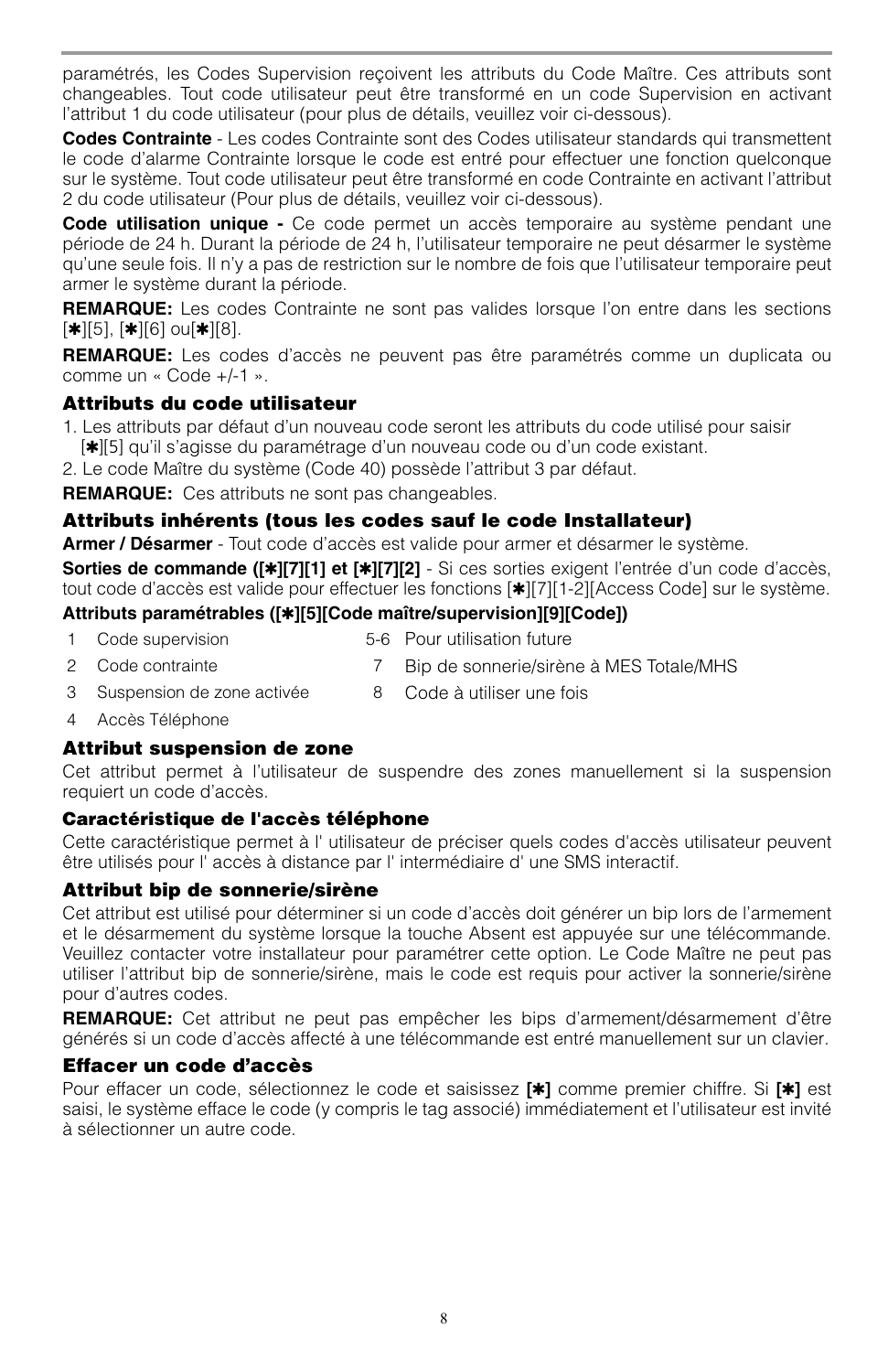paramétrés, les Codes Supervision reçoivent les attributs du Code Maître. Ces attributs sont changeables. Tout code utilisateur peut être transformé en un code Supervision en activant l'attribut 1 du code utilisateur (pour plus de détails, veuillez voir ci-dessous).

**Codes Contrainte** - Les codes Contrainte sont des Codes utilisateur standards qui transmettent le code d'alarme Contrainte lorsque le code est entré pour effectuer une fonction quelconque sur le système. Tout code utilisateur peut être transformé en code Contrainte en activant l'attribut 2 du code utilisateur (Pour plus de détails, veuillez voir ci-dessous).

**Code utilisation unique -** Ce code permet un accès temporaire au système pendant une période de 24 h. Durant la période de 24 h, l'utilisateur temporaire ne peut désarmer le système qu'une seule fois. Il n'y a pas de restriction sur le nombre de fois que l'utilisateur temporaire peut armer le système durant la période.

**REMARQUE:** Les codes Contrainte ne sont pas valides lorsque l'on entre dans les sections [✱][5], [✱][6] ou[✱][8].

**REMARQUE:** Les codes d'accès ne peuvent pas être paramétrés comme un duplicata ou comme un « Code +/-1 ».

### Attributs du code utilisateur

1. Les attributs par défaut d'un nouveau code seront les attributs du code utilisé pour saisir [✱][5] qu'il s'agisse du paramétrage d'un nouveau code ou d'un code existant.
2. Le code Maître du système (Code 40) possède l'attribut 3 par défaut.

**REMARQUE:** Ces attributs ne sont pas changeables.

### Attributs inhérents (tous les codes sauf le code Installateur)

**Armer / Désarmer** - Tout code d'accès est valide pour armer et désarmer le système.

**Sorties de commande ([✱][7][1] et [✱][7][2]** - Si ces sorties exigent l'entrée d'un code d'accès, tout code d'accès est valide pour effectuer les fonctions [✱][7][1-2][Access Code] sur le système.

**Attributs paramétrables ([✱][5][Code maître/supervision][9][Code])**

- 1 Code supervision
- 2 Code contrainte
- 3 Suspension de zone activée
- 4 Accès Téléphone
- 5-6 Pour utilisation future
- 7 Bip de sonnerie/sirène à MES Totale/MHS
- 8 Code à utiliser une fois

### Attribut suspension de zone

Cet attribut permet à l'utilisateur de suspendre des zones manuellement si la suspension requiert un code d'accès.

### Caractéristique de l'accès téléphone

Cette caractéristique permet à l' utilisateur de préciser quels codes d'accès utilisateur peuvent être utilisés pour l' accès à distance par l' intermédiaire d' une SMS interactif.

### Attribut bip de sonnerie/sirène

Cet attribut est utilisé pour déterminer si un code d'accès doit générer un bip lors de l'armement et le désarmement du système lorsque la touche Absent est appuyée sur une télécommande. Veuillez contacter votre installateur pour paramétrer cette option. Le Code Maître ne peut pas utiliser l'attribut bip de sonnerie/sirène, mais le code est requis pour activer la sonnerie/sirène pour d'autres codes.

**REMARQUE:** Cet attribut ne peut pas empêcher les bips d'armement/désarmement d'être générés si un code d'accès affecté à une télécommande est entré manuellement sur un clavier.

### Effacer un code d'accès

Pour effacer un code, sélectionnez le code et saisissez **[✱]** comme premier chiffre. Si **[✱]** est saisi, le système efface le code (y compris le tag associé) immédiatement et l'utilisateur est invité à sélectionner un autre code.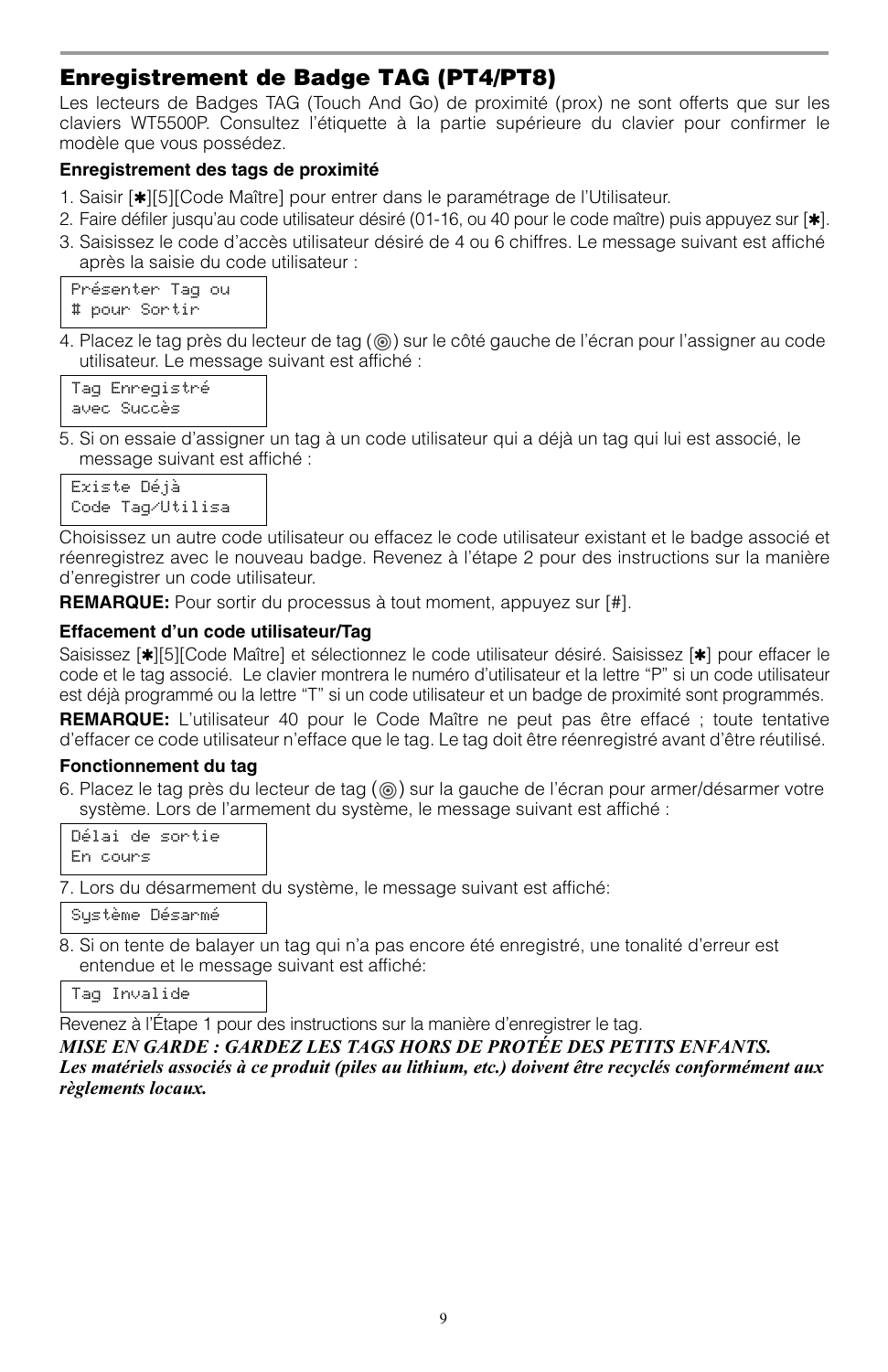## Enregistrement de Badge TAG (PT4/PT8)

Les lecteurs de Badges TAG (Touch And Go) de proximité (prox) ne sont offerts que sur les claviers WT5500P. Consultez l'étiquette à la partie supérieure du clavier pour confirmer le modèle que vous possédez.

**Enregistrement des tags de proximité**

1. Saisir [✱][5][Code Maître] pour entrer dans le paramétrage de l'Utilisateur.
2. Faire défiler jusqu'au code utilisateur désiré (01-16, ou 40 pour le code maître) puis appuyez sur [✱].
3. Saisissez le code d'accès utilisateur désiré de 4 ou 6 chiffres. Le message suivant est affiché après la saisie du code utilisateur :

```
Présenter Tag ou
# pour Sortir
```

4. Placez le tag près du lecteur de tag (◎) sur le côté gauche de l'écran pour l'assigner au code utilisateur. Le message suivant est affiché :

```
Tag Enregistré
avec Succès
```

5. Si on essaie d'assigner un tag à un code utilisateur qui a déjà un tag qui lui est associé, le message suivant est affiché :

```
Existe Déjà
Code Tag/Utilisa
```

Choisissez un autre code utilisateur ou effacez le code utilisateur existant et le badge associé et réenregistrez avec le nouveau badge. Revenez à l'étape 2 pour des instructions sur la manière d'enregistrer un code utilisateur.

**REMARQUE:** Pour sortir du processus à tout moment, appuyez sur [#].

**Effacement d'un code utilisateur/Tag**

Saisissez [✱][5][Code Maître] et sélectionnez le code utilisateur désiré. Saisissez [✱] pour effacer le code et le tag associé. Le clavier montrera le numéro d'utilisateur et la lettre "P" si un code utilisateur est déjà programmé ou la lettre "T" si un code utilisateur et un badge de proximité sont programmés.

**REMARQUE:** L'utilisateur 40 pour le Code Maître ne peut pas être effacé ; toute tentative d'effacer ce code utilisateur n'efface que le tag. Le tag doit être réenregistré avant d'être réutilisé.

**Fonctionnement du tag**

6. Placez le tag près du lecteur de tag (◎) sur la gauche de l'écran pour armer/désarmer votre système. Lors de l'armement du système, le message suivant est affiché :

```
Délai de sortie
En cours
```

7. Lors du désarmement du système, le message suivant est affiché:

```
Système Désarmé
```

8. Si on tente de balayer un tag qui n'a pas encore été enregistré, une tonalité d'erreur est entendue et le message suivant est affiché:

```
Tag Invalide
```

Revenez à l'Étape 1 pour des instructions sur la manière d'enregistrer le tag.

***MISE EN GARDE : GARDEZ LES TAGS HORS DE PROTÉE DES PETITS ENFANTS.***
***Les matériels associés à ce produit (piles au lithium, etc.) doivent être recyclés conformément aux règlements locaux.***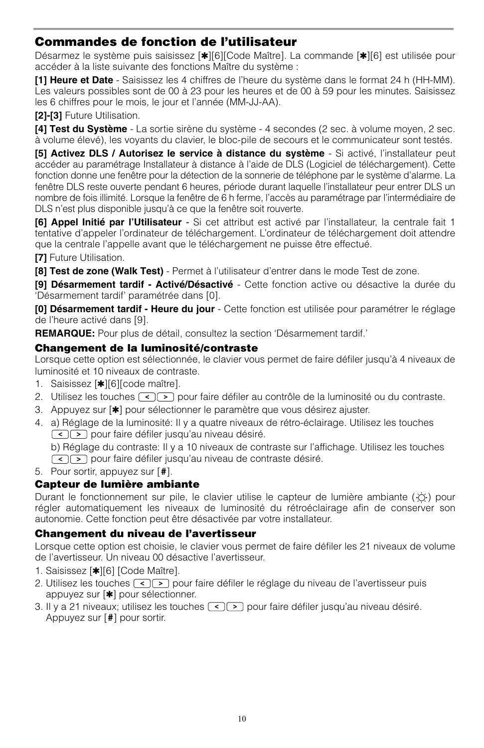## Commandes de fonction de l'utilisateur

Désarmez le système puis saisissez [✱][6][Code Maître]. La commande [✱][6] est utilisée pour accéder à la liste suivante des fonctions Maître du système :

**[1] Heure et Date** - Saisissez les 4 chiffres de l'heure du système dans le format 24 h (HH-MM). Les valeurs possibles sont de 00 à 23 pour les heures et de 00 à 59 pour les minutes. Saisissez les 6 chiffres pour le mois, le jour et l'année (MM-JJ-AA).

**[2]-[3]** Future Utilisation.

**[4] Test du Système** - La sortie sirène du système - 4 secondes (2 sec. à volume moyen, 2 sec. à volume élevé), les voyants du clavier, le bloc-pile de secours et le communicateur sont testés.

**[5] Activez DLS / Autorisez le service à distance du système** - Si activé, l'installateur peut accéder au paramétrage Installateur à distance à l'aide de DLS (Logiciel de téléchargement). Cette fonction donne une fenêtre pour la détection de la sonnerie de téléphone par le système d'alarme. La fenêtre DLS reste ouverte pendant 6 heures, période durant laquelle l'installateur peur entrer DLS un nombre de fois illimité. Lorsque la fenêtre de 6 h ferme, l'accès au paramétrage par l'intermédiaire de DLS n'est plus disponible jusqu'à ce que la fenêtre soit rouverte.

**[6] Appel Initié par l'Utilisateur -** Si cet attribut est activé par l'installateur, la centrale fait 1 tentative d'appeler l'ordinateur de téléchargement. L'ordinateur de téléchargement doit attendre que la centrale l'appelle avant que le téléchargement ne puisse être effectué.

**[7]** Future Utilisation.

**[8] Test de zone (Walk Test)** - Permet à l'utilisateur d'entrer dans le mode Test de zone.

**[9] Désarmement tardif - Activé/Désactivé** - Cette fonction active ou désactive la durée du 'Désarmement tardif' paramétrée dans [0].

**[0] Désarmement tardif - Heure du jour** - Cette fonction est utilisée pour paramétrer le réglage de l'heure activé dans [9].

**REMARQUE:** Pour plus de détail, consultez la section 'Désarmement tardif.'

### Changement de la luminosité/contraste

Lorsque cette option est sélectionnée, le clavier vous permet de faire défiler jusqu'à 4 niveaux de luminosité et 10 niveaux de contraste.

1. Saisissez [✱][6][code maître].
2. Utilisez les touches [<][>] pour faire défiler au contrôle de la luminosité ou du contraste.
3. Appuyez sur [✱] pour sélectionner le paramètre que vous désirez ajuster.
4. a) Réglage de la luminosité: Il y a quatre niveaux de rétro-éclairage. Utilisez les touches [<][>] pour faire défiler jusqu'au niveau désiré.

   b) Réglage du contraste: Il y a 10 niveaux de contraste sur l'affichage. Utilisez les touches [<][>] pour faire défiler jusqu'au niveau de contraste désiré.
5. Pour sortir, appuyez sur [#].

### Capteur de lumière ambiante

Durant le fonctionnement sur pile, le clavier utilise le capteur de lumière ambiante (☼) pour régler automatiquement les niveaux de luminosité du rétroéclairage afin de conserver son autonomie. Cette fonction peut être désactivée par votre installateur.

### Changement du niveau de l'avertisseur

Lorsque cette option est choisie, le clavier vous permet de faire défiler les 21 niveaux de volume de l'avertisseur. Un niveau 00 désactive l'avertisseur.

1. Saisissez [✱][6] [Code Maître].
2. Utilisez les touches [<][>] pour faire défiler le réglage du niveau de l'avertisseur puis appuyez sur [✱] pour sélectionner.
3. Il y a 21 niveaux; utilisez les touches [<][>] pour faire défiler jusqu'au niveau désiré. Appuyez sur [#] pour sortir.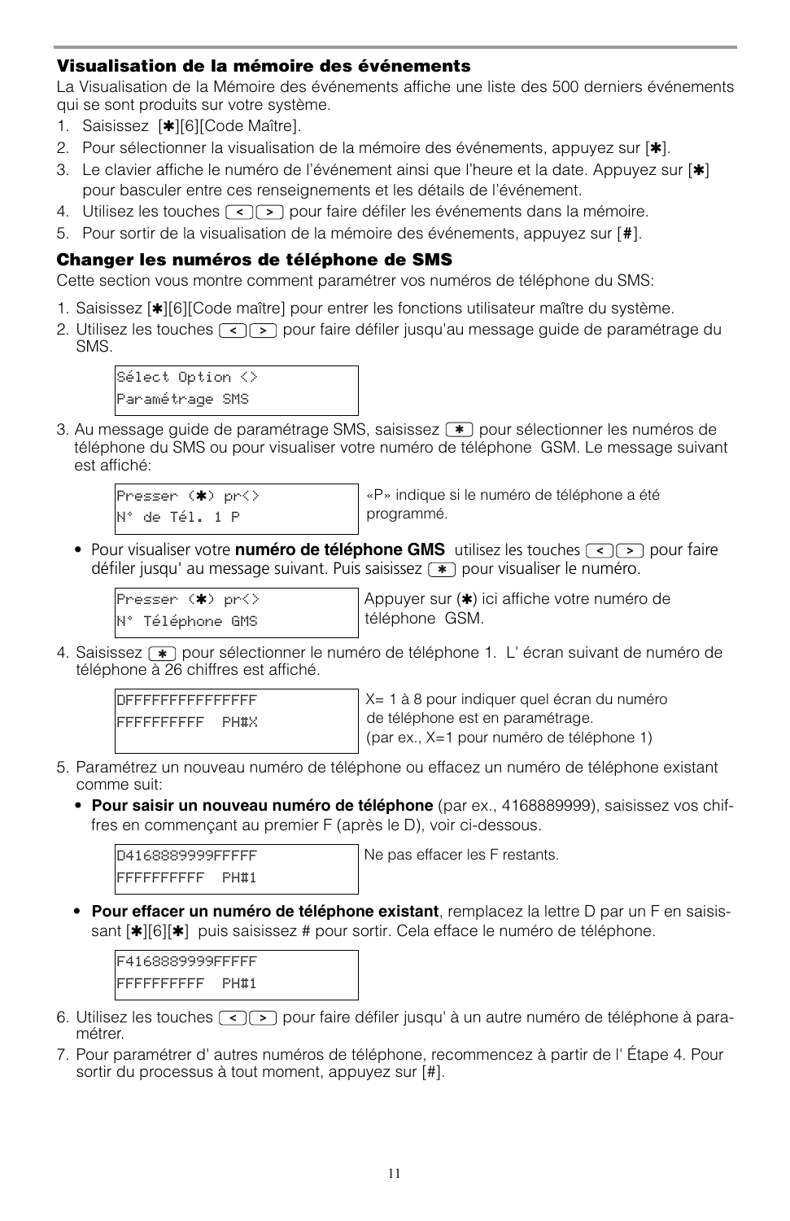### Visualisation de la mémoire des événements

La Visualisation de la Mémoire des événements affiche une liste des 500 derniers événements qui se sont produits sur votre système.

1. Saisissez [✱][6][Code Maître].
2. Pour sélectionner la visualisation de la mémoire des événements, appuyez sur [✱].
3. Le clavier affiche le numéro de l'événement ainsi que l'heure et la date. Appuyez sur [✱] pour basculer entre ces renseignements et les détails de l'événement.
4. Utilisez les touches [<][>] pour faire défiler les événements dans la mémoire.
5. Pour sortir de la visualisation de la mémoire des événements, appuyez sur [#].

### Changer les numéros de téléphone de SMS

Cette section vous montre comment paramétrer vos numéros de téléphone du SMS:

1. Saisissez [✱][6][Code maître] pour entrer les fonctions utilisateur maître du système.
2. Utilisez les touches [<][>] pour faire défiler jusqu'au message guide de paramétrage du SMS.

```
Sélect Option <>
Paramétrage SMS
```

3. Au message guide de paramétrage SMS, saisissez [✱] pour sélectionner les numéros de téléphone du SMS ou pour visualiser votre numéro de téléphone GSM. Le message suivant est affiché:

```
Presser (✱) pr<>
N° de Tél. 1 P
```

«P» indique si le numéro de téléphone a été programmé.

- Pour visualiser votre **numéro de téléphone GMS** utilisez les touches [<][>] pour faire défiler jusqu' au message suivant. Puis saisissez [✱] pour visualiser le numéro.

```
Presser (✱) pr<>
N° Téléphone GMS
```

Appuyer sur (✱) ici affiche votre numéro de téléphone GSM.

4. Saisissez [✱] pour sélectionner le numéro de téléphone 1. L' écran suivant de numéro de téléphone à 26 chiffres est affiché.

```
DFFFFFFFFFFFFFFF
FFFFFFFFFF  PH#X
```

X= 1 à 8 pour indiquer quel écran du numéro de téléphone est en paramétrage. (par ex., X=1 pour numéro de téléphone 1)

5. Paramétrez un nouveau numéro de téléphone ou effacez un numéro de téléphone existant comme suit:
   - **Pour saisir un nouveau numéro de téléphone** (par ex., 4168889999), saisissez vos chiffres en commençant au premier F (après le D), voir ci-dessous.

```
D4168889999FFFFF
FFFFFFFFFF  PH#1
```

Ne pas effacer les F restants.

   - **Pour effacer un numéro de téléphone existant**, remplacez la lettre D par un F en saisissant [✱][6][✱] puis saisissez # pour sortir. Cela efface le numéro de téléphone.

```
F4168889999FFFFF
FFFFFFFFFF  PH#1
```

6. Utilisez les touches [<][>] pour faire défiler jusqu' à un autre numéro de téléphone à paramétrer.
7. Pour paramétrer d' autres numéros de téléphone, recommencez à partir de l' Étape 4. Pour sortir du processus à tout moment, appuyez sur [#].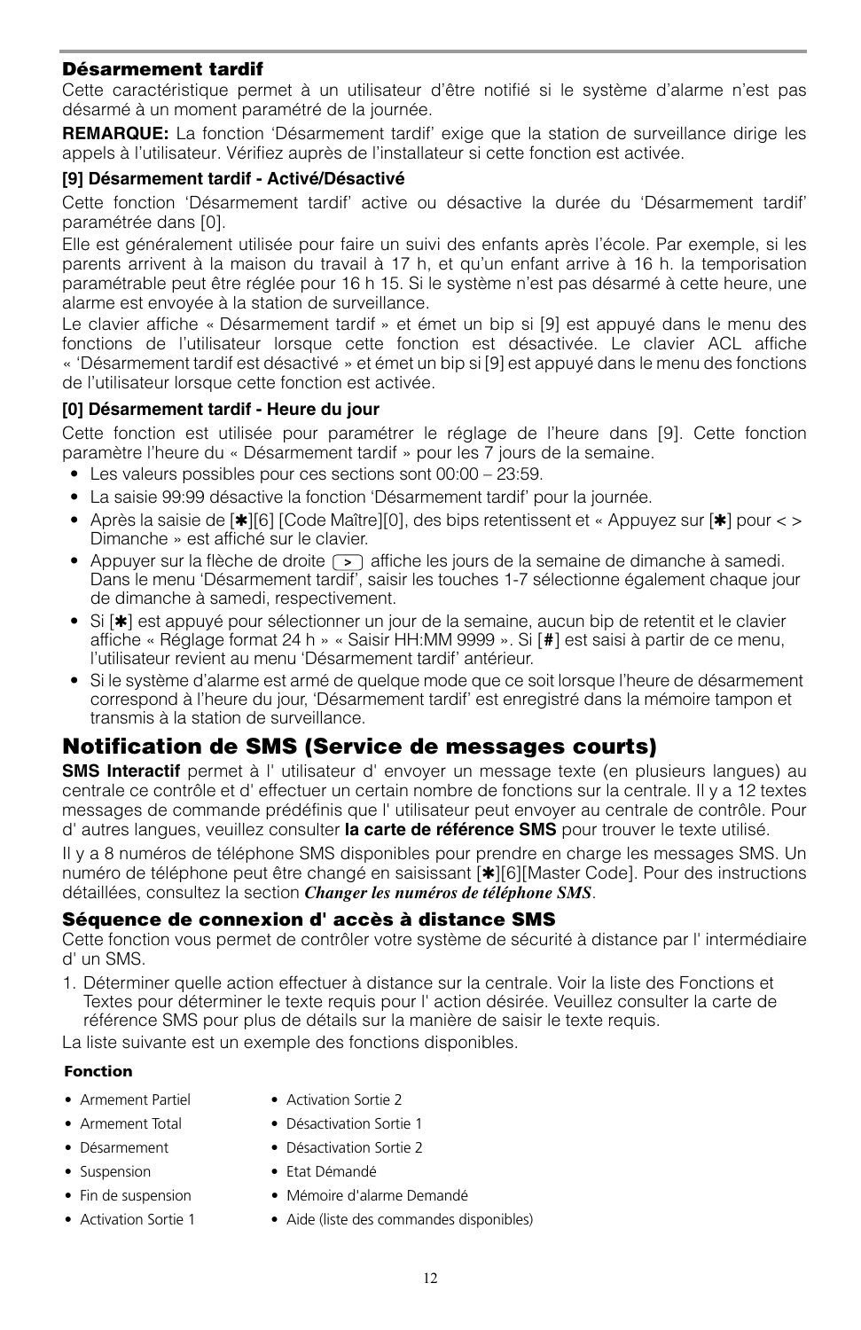### Désarmement tardif

Cette caractéristique permet à un utilisateur d'être notifié si le système d'alarme n'est pas désarmé à un moment paramétré de la journée.

**REMARQUE:** La fonction 'Désarmement tardif' exige que la station de surveillance dirige les appels à l'utilisateur. Vérifiez auprès de l'installateur si cette fonction est activée.

#### [9] Désarmement tardif - Activé/Désactivé

Cette fonction 'Désarmement tardif' active ou désactive la durée du 'Désarmement tardif' paramétrée dans [0].

Elle est généralement utilisée pour faire un suivi des enfants après l'école. Par exemple, si les parents arrivent à la maison du travail à 17 h, et qu'un enfant arrive à 16 h. la temporisation paramétrable peut être réglée pour 16 h 15. Si le système n'est pas désarmé à cette heure, une alarme est envoyée à la station de surveillance.

Le clavier affiche « Désarmement tardif » et émet un bip si [9] est appuyé dans le menu des fonctions de l'utilisateur lorsque cette fonction est désactivée. Le clavier ACL affiche « 'Désarmement tardif est désactivé » et émet un bip si [9] est appuyé dans le menu des fonctions de l'utilisateur lorsque cette fonction est activée.

#### [0] Désarmement tardif - Heure du jour

Cette fonction est utilisée pour paramétrer le réglage de l'heure dans [9]. Cette fonction paramètre l'heure du « Désarmement tardif » pour les 7 jours de la semaine.

- Les valeurs possibles pour ces sections sont 00:00 – 23:59.
- La saisie 99:99 désactive la fonction 'Désarmement tardif' pour la journée.
- Après la saisie de [✱][6] [Code Maître][0], des bips retentissent et « Appuyez sur [✱] pour < > Dimanche » est affiché sur le clavier.
- Appuyer sur la flèche de droite [>] affiche les jours de la semaine de dimanche à samedi. Dans le menu 'Désarmement tardif', saisir les touches 1-7 sélectionne également chaque jour de dimanche à samedi, respectivement.
- Si [✱] est appuyé pour sélectionner un jour de la semaine, aucun bip de retentit et le clavier affiche « Réglage format 24 h » « Saisir HH:MM 9999 ». Si [#] est saisi à partir de ce menu, l'utilisateur revient au menu 'Désarmement tardif' antérieur.
- Si le système d'alarme est armé de quelque mode que ce soit lorsque l'heure de désarmement correspond à l'heure du jour, 'Désarmement tardif' est enregistré dans la mémoire tampon et transmis à la station de surveillance.

## Notification de SMS (Service de messages courts)

**SMS Interactif** permet à l' utilisateur d' envoyer un message texte (en plusieurs langues) au centrale ce contrôle et d' effectuer un certain nombre de fonctions sur la centrale. Il y a 12 textes messages de commande prédéfinis que l' utilisateur peut envoyer au centrale de contrôle. Pour d' autres langues, veuillez consulter **la carte de référence SMS** pour trouver le texte utilisé.

Il y a 8 numéros de téléphone SMS disponibles pour prendre en charge les messages SMS. Un numéro de téléphone peut être changé en saisissant [✱][6][Master Code]. Pour des instructions détaillées, consultez la section ***Changer les numéros de téléphone SMS***.

### Séquence de connexion d' accès à distance SMS

Cette fonction vous permet de contrôler votre système de sécurité à distance par l' intermédiaire d' un SMS.

1. Déterminer quelle action effectuer à distance sur la centrale. Voir la liste des Fonctions et Textes pour déterminer le texte requis pour l' action désirée. Veuillez consulter la carte de référence SMS pour plus de détails sur la manière de saisir le texte requis.

La liste suivante est un exemple des fonctions disponibles.

**Fonction**

- Armement Partiel
- Armement Total
- Désarmement
- Suspension
- Fin de suspension
- Activation Sortie 1
- Activation Sortie 2
- Désactivation Sortie 1
- Désactivation Sortie 2
- Etat Démandé
- Mémoire d'alarme Demandé
- Aide (liste des commandes disponibles)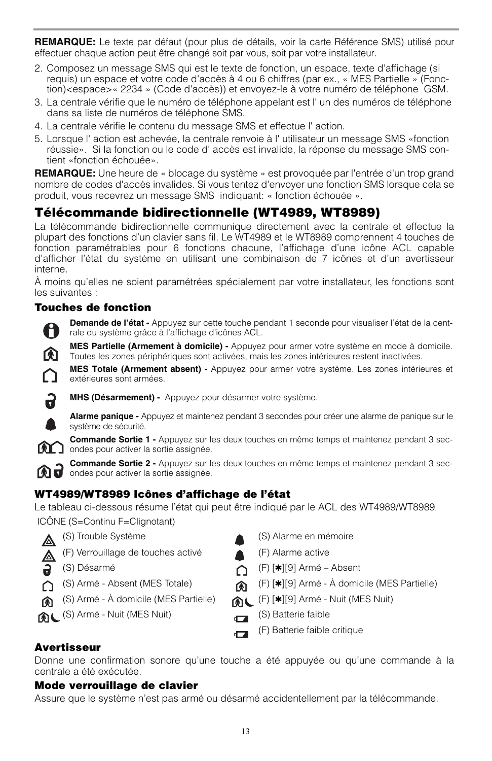**REMARQUE:** Le texte par défaut (pour plus de détails, voir la carte Référence SMS) utilisé pour effectuer chaque action peut être changé soit par vous, soit par votre installateur.

2. Composez un message SMS qui est le texte de fonction, un espace, texte d'affichage (si requis) un espace et votre code d'accès à 4 ou 6 chiffres (par ex., « MES Partielle » (Fonction)<espace>« 2234 » (Code d'accès)) et envoyez-le à votre numéro de téléphone GSM.
3. La centrale vérifie que le numéro de téléphone appelant est l' un des numéros de téléphone dans sa liste de numéros de téléphone SMS.
4. La centrale vérifie le contenu du message SMS et effectue l' action.
5. Lorsque l' action est achevée, la centrale renvoie à l' utilisateur un message SMS «fonction réussie». Si la fonction ou le code d' accès est invalide, la réponse du message SMS contient «fonction échouée».

**REMARQUE:** Une heure de « blocage du système » est provoquée par l'entrée d'un trop grand nombre de codes d'accès invalides. Si vous tentez d'envoyer une fonction SMS lorsque cela se produit, vous recevrez un message SMS indiquant: « fonction échouée ».

## Télécommande bidirectionnelle (WT4989, WT8989)

La télécommande bidirectionnelle communique directement avec la centrale et effectue la plupart des fonctions d'un clavier sans fil. Le WT4989 et le WT8989 comprennent 4 touches de fonction paramétrables pour 6 fonctions chacune, l'affichage d'une icône ACL capable d'afficher l'état du système en utilisant une combinaison de 7 icônes et d'un avertisseur interne.

À moins qu'elles ne soient paramétrées spécialement par votre installateur, les fonctions sont les suivantes :

### Touches de fonction

**Demande de l'état -** Appuyez sur cette touche pendant 1 seconde pour visualiser l'état de la centrale du système grâce à l'affichage d'icônes ACL.

**MES Partielle (Armement à domicile) -** Appuyez pour armer votre système en mode à domicile. Toutes les zones périphériques sont activées, mais les zones intérieures restent inactivées.

**MES Totale (Armement absent) -** Appuyez pour armer votre système. Les zones intérieures et extérieures sont armées.

**MHS (Désarmement) -** Appuyez pour désarmer votre système.

**Alarme panique -** Appuyez et maintenez pendant 3 secondes pour créer une alarme de panique sur le système de sécurité.

**Commande Sortie 1 -** Appuyez sur les deux touches en même temps et maintenez pendant 3 secondes pour activer la sortie assignée.

**Commande Sortie 2 -** Appuyez sur les deux touches en même temps et maintenez pendant 3 secondes pour activer la sortie assignée.

### WT4989/WT8989 Icônes d'affichage de l'état

Le tableau ci-dessous résume l'état qui peut être indiqué par le ACL des WT4989/WT8989.

ICÔNE (S=Continu F=Clignotant)

- (S) Trouble Système
- (F) Verrouillage de touches activé
- (S) Désarmé
- (S) Armé - Absent (MES Totale)
- (S) Armé - À domicile (MES Partielle)
- (S) Armé - Nuit (MES Nuit)
- (S) Alarme en mémoire
- (F) Alarme active
- (F) [*][9] Armé – Absent
- (F) [*][9] Armé - À domicile (MES Partielle)
- (F) [*][9] Armé - Nuit (MES Nuit)
- (S) Batterie faible
- (F) Batterie faible critique

### Avertisseur

Donne une confirmation sonore qu'une touche a été appuyée ou qu'une commande à la centrale a été exécutée.

### Mode verrouillage de clavier

Assure que le système n'est pas armé ou désarmé accidentellement par la télécommande.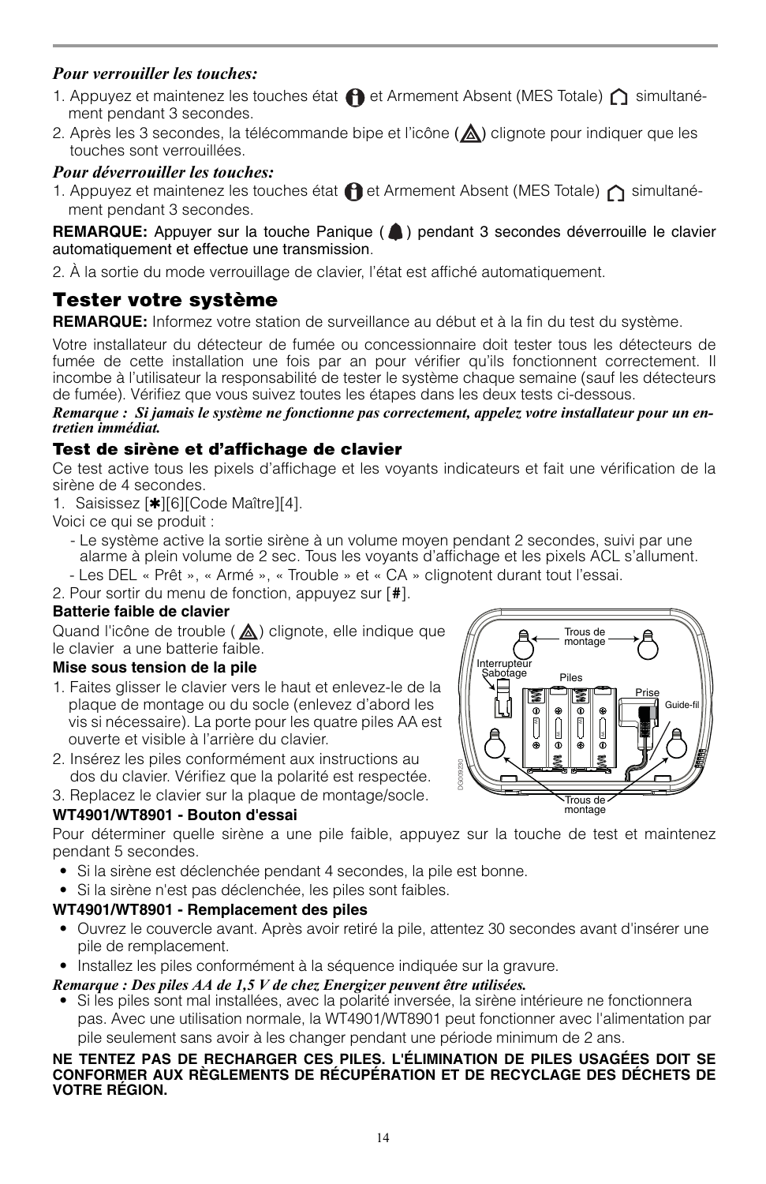***Pour verrouiller les touches:***

1. Appuyez et maintenez les touches état et Armement Absent (MES Totale) simultanément pendant 3 secondes.
2. Après les 3 secondes, la télécommande bipe et l'icône ( ) clignote pour indiquer que les touches sont verrouillées.

***Pour déverrouiller les touches:***

1. Appuyez et maintenez les touches état et Armement Absent (MES Totale) simultanément pendant 3 secondes.

**REMARQUE:** Appuyer sur la touche Panique ( ) pendant 3 secondes déverrouille le clavier automatiquement et effectue une transmission.

2. À la sortie du mode verrouillage de clavier, l'état est affiché automatiquement.

## Tester votre système

**REMARQUE:** Informez votre station de surveillance au début et à la fin du test du système.

Votre installateur du détecteur de fumée ou concessionnaire doit tester tous les détecteurs de fumée de cette installation une fois par an pour vérifier qu'ils fonctionnent correctement. Il incombe à l'utilisateur la responsabilité de tester le système chaque semaine (sauf les détecteurs de fumée). Vérifiez que vous suivez toutes les étapes dans les deux tests ci-dessous.

***Remarque : Si jamais le système ne fonctionne pas correctement, appelez votre installateur pour un entretien immédiat.***

### Test de sirène et d'affichage de clavier

Ce test active tous les pixels d'affichage et les voyants indicateurs et fait une vérification de la sirène de 4 secondes.

1. Saisissez [✱][6][Code Maître][4].

Voici ce qui se produit :

- Le système active la sortie sirène à un volume moyen pendant 2 secondes, suivi par une alarme à plein volume de 2 sec. Tous les voyants d'affichage et les pixels ACL s'allument.
- Les DEL « Prêt », « Armé », « Trouble » et « CA » clignotent durant tout l'essai.

2. Pour sortir du menu de fonction, appuyez sur [#].

**Batterie faible de clavier**

Quand l'icône de trouble ( ) clignote, elle indique que le clavier a une batterie faible.

**Mise sous tension de la pile**

1. Faites glisser le clavier vers le haut et enlevez-le de la plaque de montage ou du socle (enlevez d'abord les vis si nécessaire). La porte pour les quatre piles AA est ouverte et visible à l'arrière du clavier.
2. Insérez les piles conformément aux instructions au dos du clavier. Vérifiez que la polarité est respectée.
3. Replacez le clavier sur la plaque de montage/socle.

Trous de montage — Interrupteur Sabotage — Piles — Prise — Guide-fil — Trous de montage

**WT4901/WT8901 - Bouton d'essai**

Pour déterminer quelle sirène a une pile faible, appuyez sur la touche de test et maintenez pendant 5 secondes.

- Si la sirène est déclenchée pendant 4 secondes, la pile est bonne.
- Si la sirène n'est pas déclenchée, les piles sont faibles.

**WT4901/WT8901 - Remplacement des piles**

- Ouvrez le couvercle avant. Après avoir retiré la pile, attentez 30 secondes avant d'insérer une pile de remplacement.
- Installez les piles conformément à la séquence indiquée sur la gravure.

***Remarque : Des piles AA de 1,5 V de chez Energizer peuvent être utilisées.***

- Si les piles sont mal installées, avec la polarité inversée, la sirène intérieure ne fonctionnera pas. Avec une utilisation normale, la WT4901/WT8901 peut fonctionner avec l'alimentation par pile seulement sans avoir à les changer pendant une période minimum de 2 ans.

**NE TENTEZ PAS DE RECHARGER CES PILES. L'ÉLIMINATION DE PILES USAGÉES DOIT SE CONFORMER AUX RÈGLEMENTS DE RÉCUPÉRATION ET DE RECYCLAGE DES DÉCHETS DE VOTRE RÉGION.**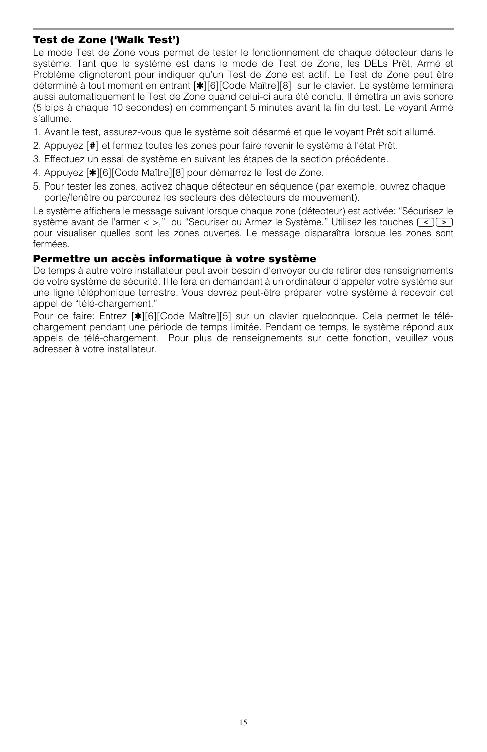### Test de Zone ('Walk Test')

Le mode Test de Zone vous permet de tester le fonctionnement de chaque détecteur dans le système. Tant que le système est dans le mode de Test de Zone, les DELs Prêt, Armé et Problème clignoteront pour indiquer qu'un Test de Zone est actif. Le Test de Zone peut être déterminé à tout moment en entrant [✱][6][Code Maître][8] sur le clavier. Le système terminera aussi automatiquement le Test de Zone quand celui-ci aura été conclu. Il émettra un avis sonore (5 bips à chaque 10 secondes) en commençant 5 minutes avant la fin du test. Le voyant Armé s'allume.

1. Avant le test, assurez-vous que le système soit désarmé et que le voyant Prêt soit allumé.
2. Appuyez [#] et fermez toutes les zones pour faire revenir le système à l'état Prêt.
3. Effectuez un essai de système en suivant les étapes de la section précédente.
4. Appuyez [✱][6][Code Maître][8] pour démarrez le Test de Zone.
5. Pour tester les zones, activez chaque détecteur en séquence (par exemple, ouvrez chaque porte/fenêtre ou parcourez les secteurs des détecteurs de mouvement).

Le système affichera le message suivant lorsque chaque zone (détecteur) est activée: "Sécurisez le système avant de l'armer < >," ou "Securiser ou Armez le Système." Utilisez les touches [<][>] pour visualiser quelles sont les zones ouvertes. Le message disparaîtra lorsque les zones sont fermées.

### Permettre un accès informatique à votre système

De temps à autre votre installateur peut avoir besoin d'envoyer ou de retirer des renseignements de votre système de sécurité. Il le fera en demandant à un ordinateur d'appeler votre système sur une ligne téléphonique terrestre. Vous devrez peut-être préparer votre système à recevoir cet appel de "télé-chargement."

Pour ce faire: Entrez [✱][6][Code Maître][5] sur un clavier quelconque. Cela permet le télé-chargement pendant une période de temps limitée. Pendant ce temps, le système répond aux appels de télé-chargement. Pour plus de renseignements sur cette fonction, veuillez vous adresser à votre installateur.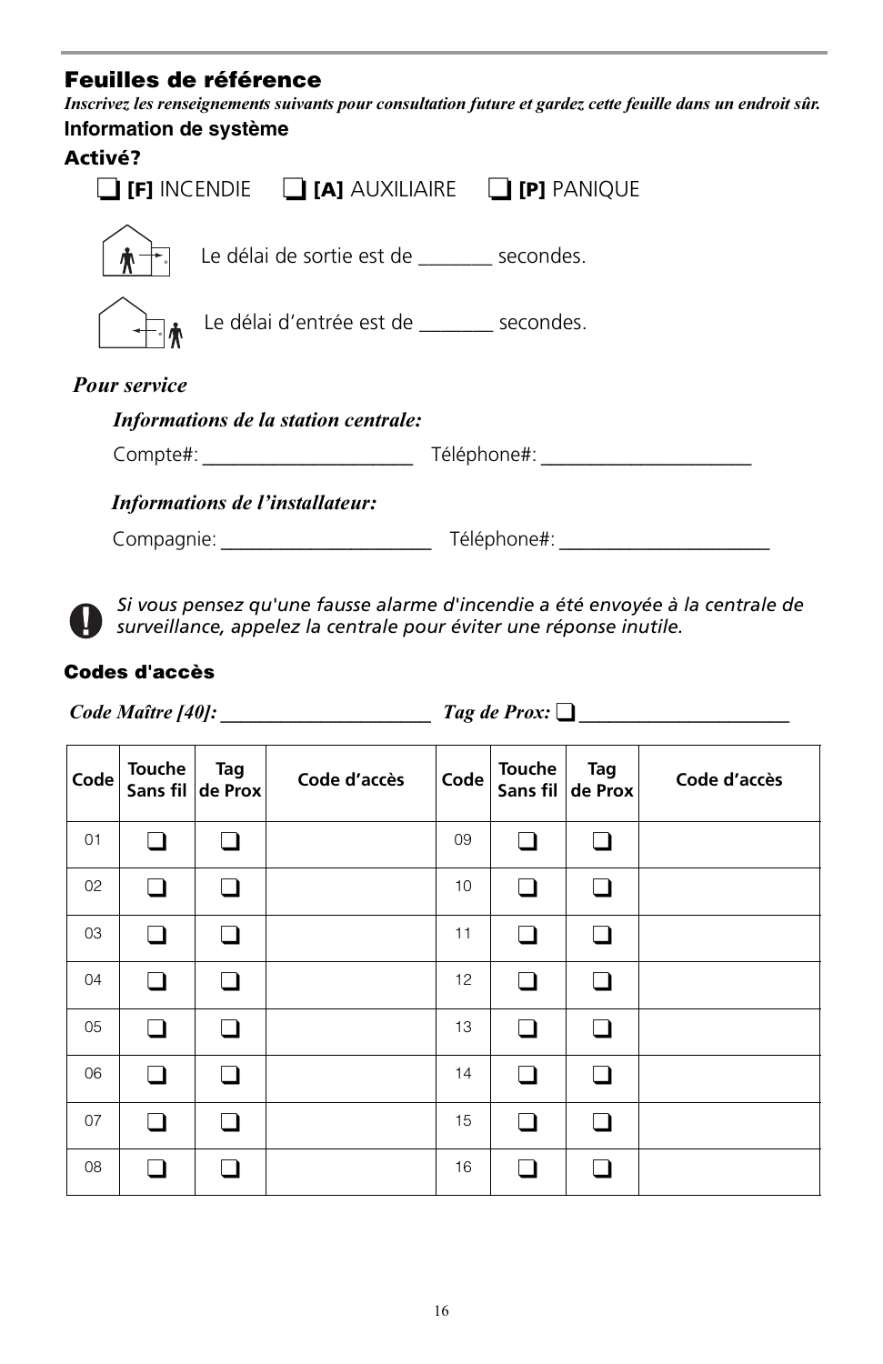## Feuilles de référence

***Inscrivez les renseignements suivants pour consultation future et gardez cette feuille dans un endroit sûr.***

### Information de système

**Activé?**

❑ **[F]** INCENDIE ❑ **[A]** AUXILIAIRE ❑ **[P]** PANIQUE

Le délai de sortie est de _______ secondes.

Le délai d'entrée est de _______ secondes.

***Pour service***

***Informations de la station centrale:***

Compte#: ____________________ Téléphone#: ____________________

***Informations de l'installateur:***

Compagnie: ____________________ Téléphone#: ____________________

*Si vous pensez qu'une fausse alarme d'incendie a été envoyée à la centrale de surveillance, appelez la centrale pour éviter une réponse inutile.*

### Codes d'accès

***Code Maître [40]:*** ____________________ ***Tag de Prox:*** ❑ ____________________

| Code | Touche Sans fil | Tag de Prox | Code d'accès | Code | Touche Sans fil | Tag de Prox | Code d'accès |
|---|---|---|---|---|---|---|---|
| 01 | ❑ | ❑ | | 09 | ❑ | ❑ | |
| 02 | ❑ | ❑ | | 10 | ❑ | ❑ | |
| 03 | ❑ | ❑ | | 11 | ❑ | ❑ | |
| 04 | ❑ | ❑ | | 12 | ❑ | ❑ | |
| 05 | ❑ | ❑ | | 13 | ❑ | ❑ | |
| 06 | ❑ | ❑ | | 14 | ❑ | ❑ | |
| 07 | ❑ | ❑ | | 15 | ❑ | ❑ | |
| 08 | ❑ | ❑ | | 16 | ❑ | ❑ | |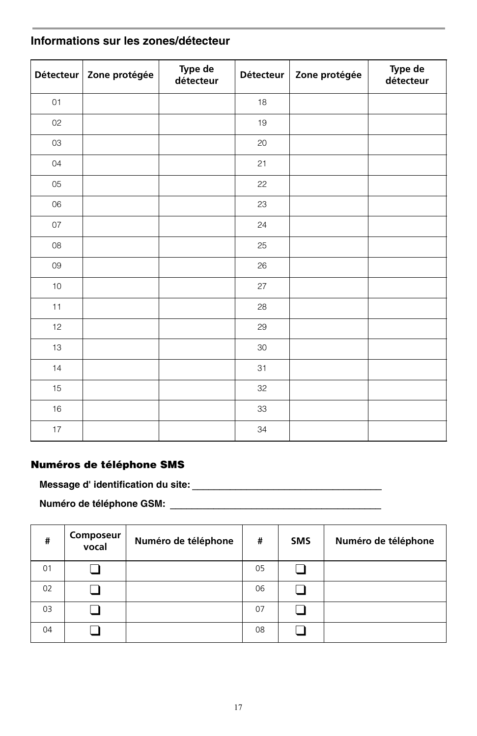## Informations sur les zones/détecteur

| Détecteur | Zone protégée | Type de détecteur | Détecteur | Zone protégée | Type de détecteur |
|---|---|---|---|---|---|
| 01 | | | 18 | | |
| 02 | | | 19 | | |
| 03 | | | 20 | | |
| 04 | | | 21 | | |
| 05 | | | 22 | | |
| 06 | | | 23 | | |
| 07 | | | 24 | | |
| 08 | | | 25 | | |
| 09 | | | 26 | | |
| 10 | | | 27 | | |
| 11 | | | 28 | | |
| 12 | | | 29 | | |
| 13 | | | 30 | | |
| 14 | | | 31 | | |
| 15 | | | 32 | | |
| 16 | | | 33 | | |
| 17 | | | 34 | | |

### Numéros de téléphone SMS

**Message d' identification du site:** ____________________________________

**Numéro de téléphone GSM:** ________________________________________

| # | Composeur vocal | Numéro de téléphone | # | SMS | Numéro de téléphone |
|---|---|---|---|---|---|
| 01 | ❑ | | 05 | ❑ | |
| 02 | ❑ | | 06 | ❑ | |
| 03 | ❑ | | 07 | ❑ | |
| 04 | ❑ | | 08 | ❑ | |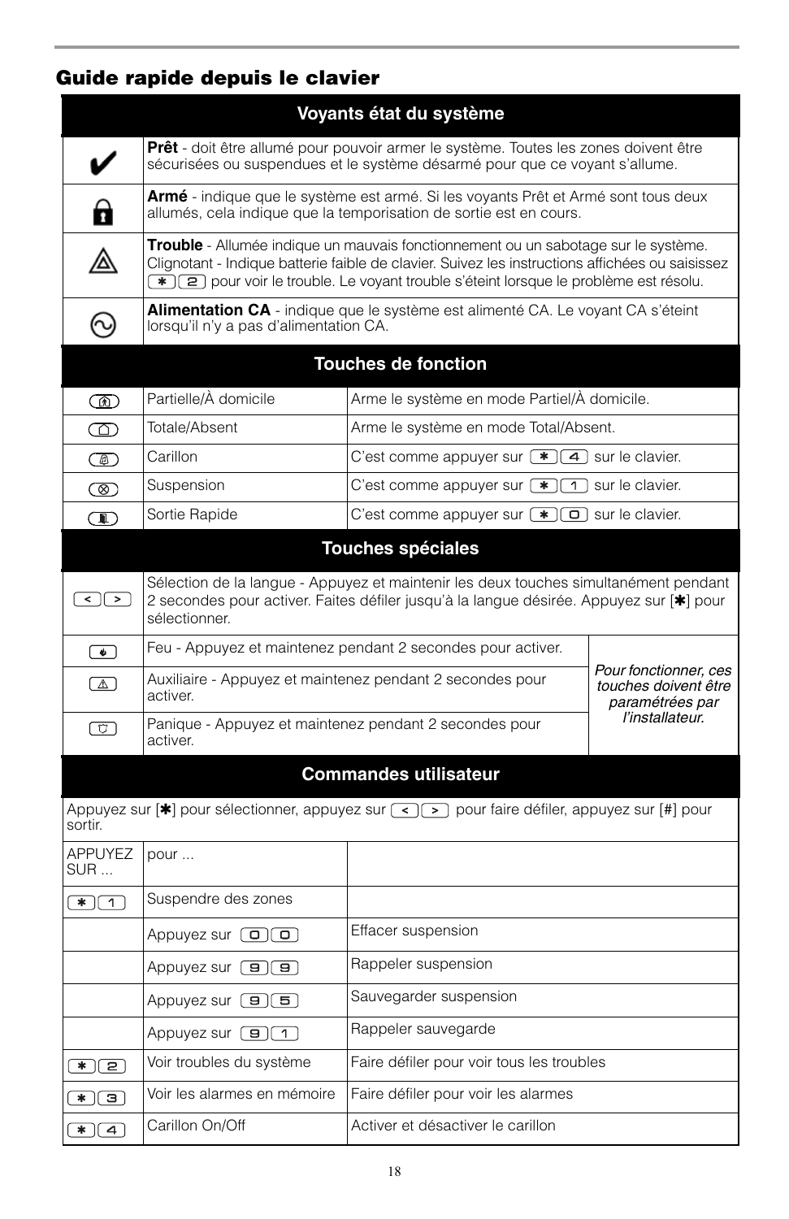## Guide rapide depuis le clavier

| Voyants état du système | |
|---|---|
| ✔ | **Prêt** - doit être allumé pour pouvoir armer le système. Toutes les zones doivent être sécurisées ou suspendues et le système désarmé pour que ce voyant s'allume. |
| 🔒 | **Armé** - indique que le système est armé. Si les voyants Prêt et Armé sont tous deux allumés, cela indique que la temporisation de sortie est en cours. |
| ⚠ | **Trouble** - Allumée indique un mauvais fonctionnement ou un sabotage sur le système. Clignotant - Indique batterie faible de clavier. Suivez les instructions affichées ou saisissez [✱][2] pour voir le trouble. Le voyant trouble s'éteint lorsque le problème est résolu. |
| ∿ | **Alimentation CA** - indique que le système est alimenté CA. Le voyant CA s'éteint lorsqu'il n'y a pas d'alimentation CA. |

| Touches de fonction | | |
|---|---|---|
| [Partielle] | Partielle/À domicile | Arme le système en mode Partiel/À domicile. |
| [Totale] | Totale/Absent | Arme le système en mode Total/Absent. |
| [Carillon] | Carillon | C'est comme appuyer sur [✱][4] sur le clavier. |
| [Suspension] | Suspension | C'est comme appuyer sur [✱][1] sur le clavier. |
| [Sortie] | Sortie Rapide | C'est comme appuyer sur [✱][0] sur le clavier. |

| Touches spéciales | | |
|---|---|---|
| [<][>] | Sélection de la langue - Appuyez et maintenir les deux touches simultanément pendant 2 secondes pour activer. Faites défiler jusqu'à la langue désirée. Appuyez sur [✱] pour sélectionner. | |
| [Feu] | Feu - Appuyez et maintenez pendant 2 secondes pour activer. | *Pour fonctionner, ces touches doivent être paramétrées par l'installateur.* |
| [Auxiliaire] | Auxiliaire - Appuyez et maintenez pendant 2 secondes pour activer. | |
| [Panique] | Panique - Appuyez et maintenez pendant 2 secondes pour activer. | |

| Commandes utilisateur | | |
|---|---|---|
| Appuyez sur [✱] pour sélectionner, appuyez sur [<][>] pour faire défiler, appuyez sur [#] pour sortir. | | |
| APPUYEZ SUR ... | pour ... | |
| [✱][1] | Suspendre des zones | |
| | Appuyez sur [0][0] | Effacer suspension |
| | Appuyez sur [9][9] | Rappeler suspension |
| | Appuyez sur [9][5] | Sauvegarder suspension |
| | Appuyez sur [9][1] | Rappeler sauvegarde |
| [✱][2] | Voir troubles du système | Faire défiler pour voir tous les troubles |
| [✱][3] | Voir les alarmes en mémoire | Faire défiler pour voir les alarmes |
| [✱][4] | Carillon On/Off | Activer et désactiver le carillon |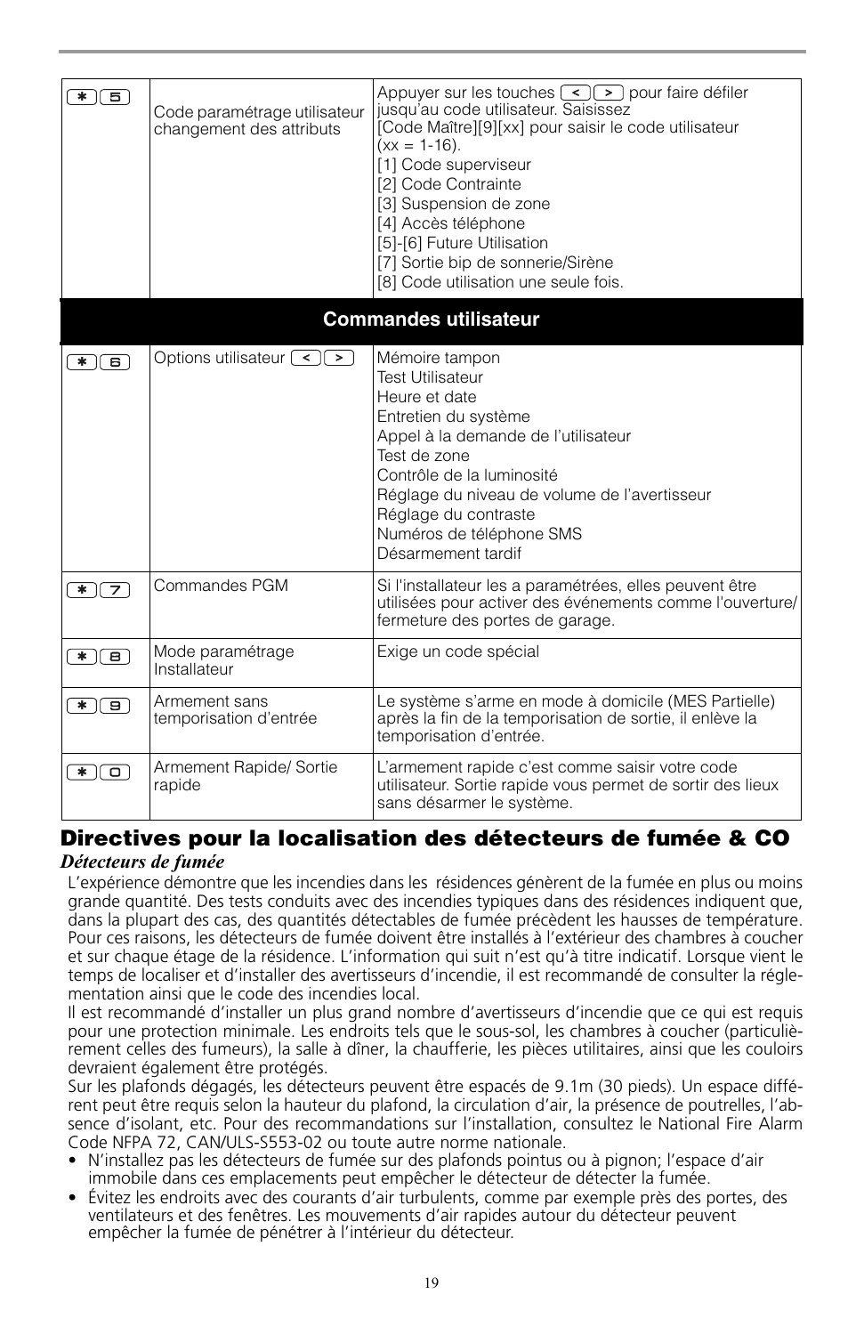| | | |
|---|---|---|
| [*][5] | Code paramétrage utilisateur changement des attributs | Appuyer sur les touches [<][>] pour faire défiler jusqu'au code utilisateur. Saisissez [Code Maître][9][xx] pour saisir le code utilisateur (xx = 1-16).<br>[1] Code superviseur<br>[2] Code Contrainte<br>[3] Suspension de zone<br>[4] Accès téléphone<br>[5]-[6] Future Utilisation<br>[7] Sortie bip de sonnerie/Sirène<br>[8] Code utilisation une seule fois. |
| **Commandes utilisateur** | | |
| [*][6] | Options utilisateur [<][>] | Mémoire tampon<br>Test Utilisateur<br>Heure et date<br>Entretien du système<br>Appel à la demande de l'utilisateur<br>Test de zone<br>Contrôle de la luminosité<br>Réglage du niveau de volume de l'avertisseur<br>Réglage du contraste<br>Numéros de téléphone SMS<br>Désarmement tardif |
| [*][7] | Commandes PGM | Si l'installateur les a paramétrées, elles peuvent être utilisées pour activer des événements comme l'ouverture/ fermeture des portes de garage. |
| [*][8] | Mode paramétrage Installateur | Exige un code spécial |
| [*][9] | Armement sans temporisation d'entrée | Le système s'arme en mode à domicile (MES Partielle) après la fin de la temporisation de sortie, il enlève la temporisation d'entrée. |
| [*][0] | Armement Rapide/ Sortie rapide | L'armement rapide c'est comme saisir votre code utilisateur. Sortie rapide vous permet de sortir des lieux sans désarmer le système. |

## Directives pour la localisation des détecteurs de fumée & CO

***Détecteurs de fumée***

L'expérience démontre que les incendies dans les résidences génèrent de la fumée en plus ou moins grande quantité. Des tests conduits avec des incendies typiques dans des résidences indiquent que, dans la plupart des cas, des quantités détectables de fumée précèdent les hausses de température. Pour ces raisons, les détecteurs de fumée doivent être installés à l'extérieur des chambres à coucher et sur chaque étage de la résidence. L'information qui suit n'est qu'à titre indicatif. Lorsque vient le temps de localiser et d'installer des avertisseurs d'incendie, il est recommandé de consulter la réglementation ainsi que le code des incendies local.

Il est recommandé d'installer un plus grand nombre d'avertisseurs d'incendie que ce qui est requis pour une protection minimale. Les endroits tels que le sous-sol, les chambres à coucher (particulièrement celles des fumeurs), la salle à dîner, la chaufferie, les pièces utilitaires, ainsi que les couloirs devraient également être protégés.

Sur les plafonds dégagés, les détecteurs peuvent être espacés de 9.1m (30 pieds). Un espace différent peut être requis selon la hauteur du plafond, la circulation d'air, la présence de poutrelles, l'absence d'isolant, etc. Pour des recommandations sur l'installation, consultez le National Fire Alarm Code NFPA 72, CAN/ULS-S553-02 ou toute autre norme nationale.

- N'installez pas les détecteurs de fumée sur des plafonds pointus ou à pignon; l'espace d'air immobile dans ces emplacements peut empêcher le détecteur de détecter la fumée.
- Évitez les endroits avec des courants d'air turbulents, comme par exemple près des portes, des ventilateurs et des fenêtres. Les mouvements d'air rapides autour du détecteur peuvent empêcher la fumée de pénétrer à l'intérieur du détecteur.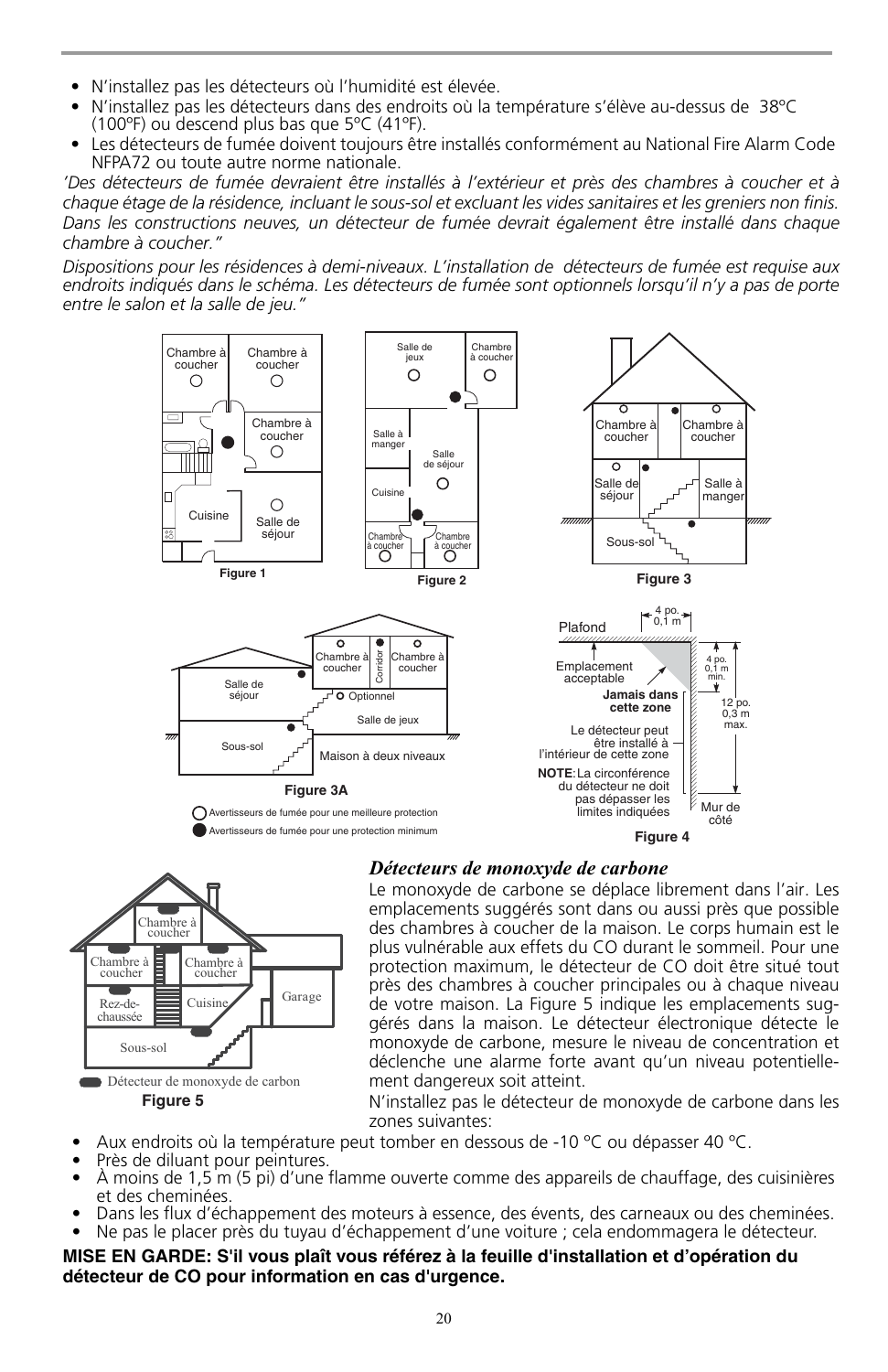- N'installez pas les détecteurs où l'humidité est élevée.
- N'installez pas les détecteurs dans des endroits où la température s'élève au-dessus de 38ºC (100ºF) ou descend plus bas que 5ºC (41ºF).
- Les détecteurs de fumée doivent toujours être installés conformément au National Fire Alarm Code NFPA72 ou toute autre norme nationale.

*'Des détecteurs de fumée devraient être installés à l'extérieur et près des chambres à coucher et à chaque étage de la résidence, incluant le sous-sol et excluant les vides sanitaires et les greniers non finis. Dans les constructions neuves, un détecteur de fumée devrait également être installé dans chaque chambre à coucher."*

*Dispositions pour les résidences à demi-niveaux. L'installation de détecteurs de fumée est requise aux endroits indiqués dans le schéma. Les détecteurs de fumée sont optionnels lorsqu'il n'y a pas de porte entre le salon et la salle de jeu."*

Figure 1

Figure 2

Figure 3

Figure 3A

Avertisseurs de fumée pour une meilleure protection

Avertisseurs de fumée pour une protection minimum

Figure 4

Figure 5

### *Détecteurs de monoxyde de carbone*

Le monoxyde de carbone se déplace librement dans l'air. Les emplacements suggérés sont dans ou aussi près que possible des chambres à coucher de la maison. Le corps humain est le plus vulnérable aux effets du CO durant le sommeil. Pour une protection maximum, le détecteur de CO doit être situé tout près des chambres à coucher principales ou à chaque niveau de votre maison. La Figure 5 indique les emplacements suggérés dans la maison. Le détecteur électronique détecte le monoxyde de carbone, mesure le niveau de concentration et déclenche une alarme forte avant qu'un niveau potentiellement dangereux soit atteint.

N'installez pas le détecteur de monoxyde de carbone dans les zones suivantes:

- Aux endroits où la température peut tomber en dessous de -10 °C ou dépasser 40 °C.
- Près de diluant pour peintures.
- À moins de 1,5 m (5 pi) d'une flamme ouverte comme des appareils de chauffage, des cuisinières et des cheminées.
- Dans les flux d'échappement des moteurs à essence, des évents, des carneaux ou des cheminées.
- Ne pas le placer près du tuyau d'échappement d'une voiture ; cela endommagera le détecteur.

**MISE EN GARDE: S'il vous plaît vous référez à la feuille d'installation et d'opération du détecteur de CO pour information en cas d'urgence.**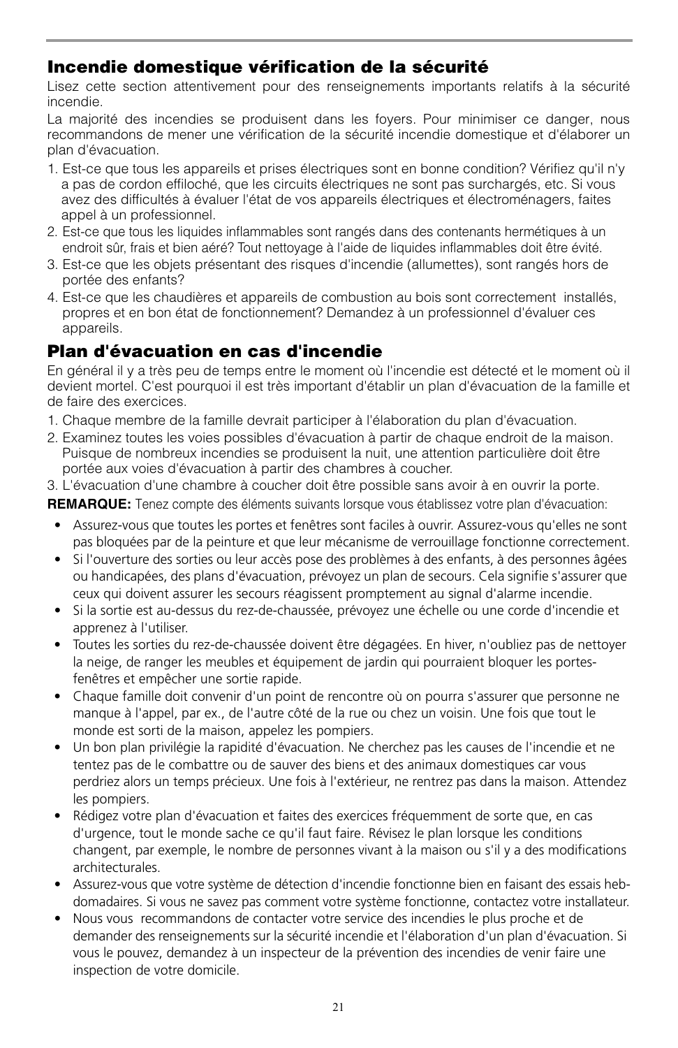## Incendie domestique vérification de la sécurité

Lisez cette section attentivement pour des renseignements importants relatifs à la sécurité incendie.

La majorité des incendies se produisent dans les foyers. Pour minimiser ce danger, nous recommandons de mener une vérification de la sécurité incendie domestique et d'élaborer un plan d'évacuation.

1. Est-ce que tous les appareils et prises électriques sont en bonne condition? Vérifiez qu'il n'y a pas de cordon effiloché, que les circuits électriques ne sont pas surchargés, etc. Si vous avez des difficultés à évaluer l'état de vos appareils électriques et électroménagers, faites appel à un professionnel.
2. Est-ce que tous les liquides inflammables sont rangés dans des contenants hermétiques à un endroit sûr, frais et bien aéré? Tout nettoyage à l'aide de liquides inflammables doit être évité.
3. Est-ce que les objets présentant des risques d'incendie (allumettes), sont rangés hors de portée des enfants?
4. Est-ce que les chaudières et appareils de combustion au bois sont correctement installés, propres et en bon état de fonctionnement? Demandez à un professionnel d'évaluer ces appareils.

## Plan d'évacuation en cas d'incendie

En général il y a très peu de temps entre le moment où l'incendie est détecté et le moment où il devient mortel. C'est pourquoi il est très important d'établir un plan d'évacuation de la famille et de faire des exercices.

1. Chaque membre de la famille devrait participer à l'élaboration du plan d'évacuation.
2. Examinez toutes les voies possibles d'évacuation à partir de chaque endroit de la maison. Puisque de nombreux incendies se produisent la nuit, une attention particulière doit être portée aux voies d'évacuation à partir des chambres à coucher.
3. L'évacuation d'une chambre à coucher doit être possible sans avoir à en ouvrir la porte.

**REMARQUE:** Tenez compte des éléments suivants lorsque vous établissez votre plan d'évacuation:

- Assurez-vous que toutes les portes et fenêtres sont faciles à ouvrir. Assurez-vous qu'elles ne sont pas bloquées par de la peinture et que leur mécanisme de verrouillage fonctionne correctement.
- Si l'ouverture des sorties ou leur accès pose des problèmes à des enfants, à des personnes âgées ou handicapées, des plans d'évacuation, prévoyez un plan de secours. Cela signifie s'assurer que ceux qui doivent assurer les secours réagissent promptement au signal d'alarme incendie.
- Si la sortie est au-dessus du rez-de-chaussée, prévoyez une échelle ou une corde d'incendie et apprenez à l'utiliser.
- Toutes les sorties du rez-de-chaussée doivent être dégagées. En hiver, n'oubliez pas de nettoyer la neige, de ranger les meubles et équipement de jardin qui pourraient bloquer les portes-fenêtres et empêcher une sortie rapide.
- Chaque famille doit convenir d'un point de rencontre où on pourra s'assurer que personne ne manque à l'appel, par ex., de l'autre côté de la rue ou chez un voisin. Une fois que tout le monde est sorti de la maison, appelez les pompiers.
- Un bon plan privilégie la rapidité d'évacuation. Ne cherchez pas les causes de l'incendie et ne tentez pas de le combattre ou de sauver des biens et des animaux domestiques car vous perdriez alors un temps précieux. Une fois à l'extérieur, ne rentrez pas dans la maison. Attendez les pompiers.
- Rédigez votre plan d'évacuation et faites des exercices fréquemment de sorte que, en cas d'urgence, tout le monde sache ce qu'il faut faire. Révisez le plan lorsque les conditions changent, par exemple, le nombre de personnes vivant à la maison ou s'il y a des modifications architecturales.
- Assurez-vous que votre système de détection d'incendie fonctionne bien en faisant des essais hebdomadaires. Si vous ne savez pas comment votre système fonctionne, contactez votre installateur.
- Nous vous recommandons de contacter votre service des incendies le plus proche et de demander des renseignements sur la sécurité incendie et l'élaboration d'un plan d'évacuation. Si vous le pouvez, demandez à un inspecteur de la prévention des incendies de venir faire une inspection de votre domicile.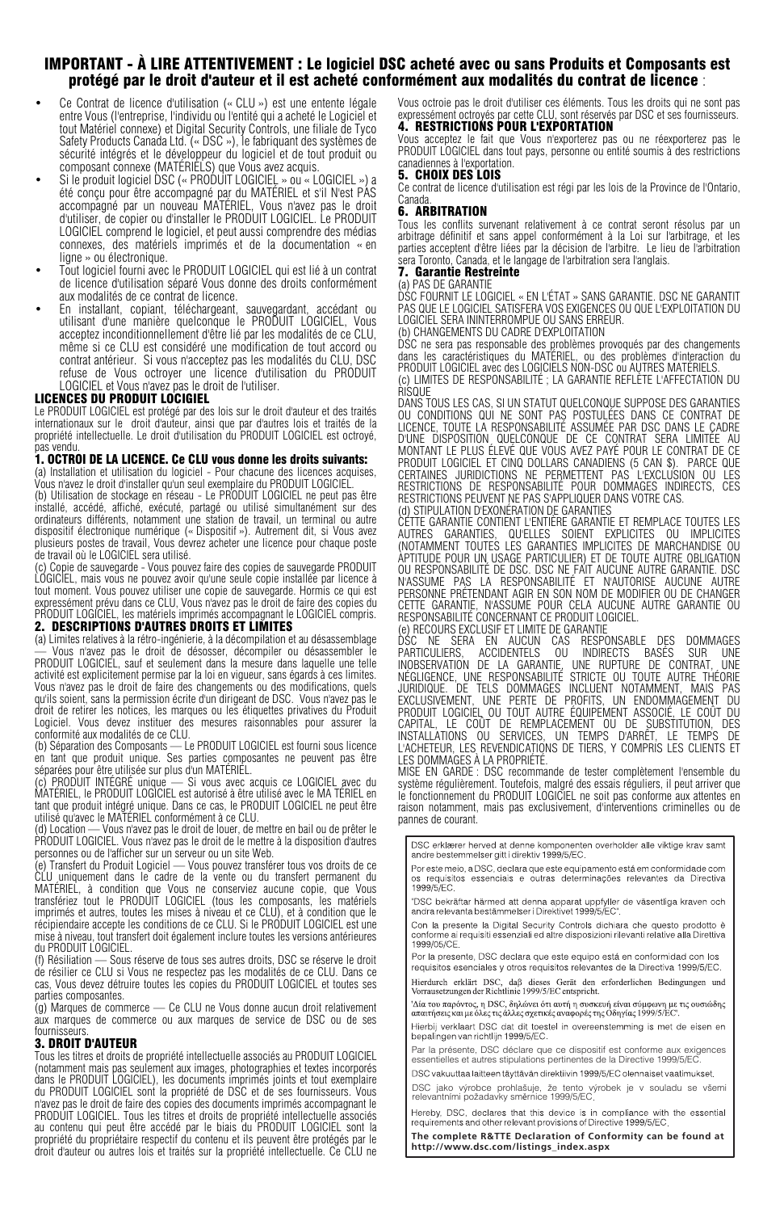# IMPORTANT - À LIRE ATTENTIVEMENT : Le logiciel DSC acheté avec ou sans Produits et Composants est protégé par le droit d'auteur et il est acheté conformément aux modalités du contrat de licence :

- Ce Contrat de licence d'utilisation (« CLU ») est une entente légale entre Vous (l'entreprise, l'individu ou l'entité qui a acheté le Logiciel et tout Matériel connexe) et Digital Security Controls, une filiale de Tyco Safety Products Canada Ltd. (« DSC »), le fabriquant des systèmes de sécurité intégrés et le développeur du logiciel et de tout produit ou composant connexe (MATÉRIELS) que Vous avez acquis.
- Si le produit logiciel DSC (« PRODUIT LOGICIEL » ou « LOGICIEL ») a été conçu pour être accompagné par du MATÉRIEL et s'il N'est PAS accompagné par un nouveau MATÉRIEL, Vous n'avez pas le droit d'utiliser, de copier ou d'installer le PRODUIT LOGICIEL. Le PRODUIT LOGICIEL comprend le logiciel, et peut aussi comprendre des médias connexes, des matériels imprimés et de la documentation « en ligne » ou électronique.
- Tout logiciel fourni avec le PRODUIT LOGICIEL qui est lié à un contrat de licence d'utilisation séparé Vous donne des droits conformément aux modalités de ce contrat de licence.
- En installant, copiant, téléchargeant, sauvegardant, accédant ou utilisant d'une manière quelconque le PRODUIT LOGICIEL, Vous acceptez inconditionnellement d'être lié par les modalités de ce CLU, même si ce CLU est considéré une modification de tout accord ou contrat antérieur. Si vous n'acceptez pas les modalités du CLU, DSC refuse de Vous octroyer une licence d'utilisation du PRODUIT LOGICIEL et Vous n'avez pas le droit de l'utiliser.

## LICENCES DU PRODUIT LOCIGIEL

Le PRODUIT LOGICIEL est protégé par des lois sur le droit d'auteur et des traités internationaux sur le droit d'auteur, ainsi que par d'autres lois et traités de la propriété intellectuelle. Le droit d'utilisation du PRODUIT LOGICIEL est octroyé, pas vendu.

### 1. OCTROI DE LA LICENCE. Ce CLU vous donne les droits suivants:

(a) Installation et utilisation du logiciel - Pour chacune des licences acquises, Vous n'avez le droit d'installer qu'un seul exemplaire du PRODUIT LOGICIEL.

(b) Utilisation de stockage en réseau - Le PRODUIT LOGICIEL ne peut pas être installé, accédé, affiché, exécuté, partagé ou utilisé simultanément sur des ordinateurs différents, notamment une station de travail, un terminal ou autre dispositif électronique numérique (« Dispositif »). Autrement dit, si Vous avez plusieurs postes de travail, Vous devrez acheter une licence pour chaque poste de travail où le LOGICIEL sera utilisé.

(c) Copie de sauvegarde - Vous pouvez faire des copies de sauvegarde PRODUIT LOGICIEL, mais vous ne pouvez avoir qu'une seule copie installée par licence à tout moment. Vous pouvez utiliser une copie de sauvegarde. Hormis ce qui est expressément prévu dans ce CLU, Vous n'avez pas le droit de faire des copies du PRODUIT LOGICIEL, les matériels imprimés accompagnant le LOGICIEL compris.

### 2. DESCRIPTIONS D'AUTRES DROITS ET LIMITES

(a) Limites relatives à la rétro-ingénierie, à la décompilation et au désassemblage — Vous n'avez pas le droit de désosser, décompiler ou désassembler le PRODUIT LOGICIEL, sauf et seulement dans la mesure dans laquelle une telle activité est explicitement permise par la loi en vigueur, sans égards à ces limites. Vous n'avez pas le droit de faire des changements ou des modifications, quels qu'ils soient, sans la permission écrite d'un dirigeant de DSC. Vous n'avez pas le droit de retirer les notices, les marques ou les étiquettes privatives du Produit Logiciel. Vous devez instituer des mesures raisonnables pour assurer la conformité aux modalités de ce CLU.

(b) Séparation des Composants — Le PRODUIT LOGICIEL est fourni sous licence en tant que produit unique. Ses parties composantes ne peuvent pas être séparées pour être utilisée sur plus d'un MATÉRIEL.

(c) PRODUIT INTÉGRÉ unique — Si vous avec acquis ce LOGICIEL avec du MATÉRIEL, le PRODUIT LOGICIEL est autorisé à être utilisé avec le MA TÉRIEL en tant que produit intégré unique. Dans ce cas, le PRODUIT LOGICIEL ne peut être utilisé qu'avec le MATÉRIEL conformément à ce CLU.

(d) Location — Vous n'avez pas le droit de louer, de mettre en bail ou de prêter le PRODUIT LOGICIEL. Vous n'avez pas le droit de le mettre à la disposition d'autres personnes ou de l'afficher sur un serveur ou un site Web.

(e) Transfert du Produit Logiciel — Vous pouvez transférer tous vos droits de ce CLU uniquement dans le cadre de la vente ou du transfert permanent du MATÉRIEL, à condition que Vous ne conserviez aucune copie, que Vous transfériez tout le PRODUIT LOGICIEL (tous les composants, les matériels imprimés et autres, toutes les mises à niveau et ce CLU), et à condition que le récipiendaire accepte les conditions de ce CLU. Si le PRODUIT LOGICIEL est une mise à niveau, tout transfert doit également inclure toutes les versions antérieures du PRODUIT LOGICIEL.

(f) Résiliation — Sous réserve de tous ses autres droits, DSC se réserve le droit de résilier ce CLU si Vous ne respectez pas les modalités de ce CLU. Dans ce cas, Vous devez détruire toutes les copies du PRODUIT LOGICIEL et toutes ses parties composantes.

(g) Marques de commerce — Ce CLU ne Vous donne aucun droit relativement aux marques de commerce ou aux marques de service de DSC ou de ses fournisseurs.

### 3. DROIT D'AUTEUR

Tous les titres et droits de propriété intellectuelle associés au PRODUIT LOGICIEL (notamment mais pas seulement aux images, photographies et textes incorporés dans le PRODUIT LOGICIEL), les documents imprimés joints et tout exemplaire du PRODUIT LOGICIEL sont la propriété de DSC et de ses fournisseurs. Vous n'avez pas le droit de faire des copies des documents imprimés accompagnant le PRODUIT LOGICIEL. Tous les titres et droits de propriété intellectuelle associés au contenu qui peut être accédé par le biais du PRODUIT LOGICIEL sont la propriété du propriétaire respectif du contenu et ils peuvent être protégés par le droit d'auteur ou autres lois et traités sur la propriété intellectuelle. Ce CLU ne Vous octroie pas le droit d'utiliser ces éléments. Tous les droits qui ne sont pas expressément octroyés par cette CLU, sont réservés par DSC et ses fournisseurs.

### 4. RESTRICTIONS POUR L'EXPORTATION

Vous acceptez le fait que Vous n'exporterez pas ou ne réexporterez pas le PRODUIT LOGICIEL dans tout pays, personne ou entité soumis à des restrictions canadiennes à l'exportation.

### 5. CHOIX DES LOIS

Ce contrat de licence d'utilisation est régi par les lois de la Province de l'Ontario, Canada.

### 6. ARBITRATION

Tous les conflits survenant relativement à ce contrat seront résolus par un arbitrage définitif et sans appel conformément à la Loi sur l'arbitrage, et les parties acceptent d'être liées par la décision de l'arbitre. Le lieu de l'arbitration sera Toronto, Canada, et le langage de l'arbitration sera l'anglais.

### 7. Garantie Restreinte

(a) PAS DE GARANTIE

DSC FOURNIT LE LOGICIEL « EN L'ÉTAT » SANS GARANTIE. DSC NE GARANTIT PAS QUE LE LOGICIEL SATISFERA VOS EXIGENCES OU QUE L'EXPLOITATION DU LOGICIEL SERA ININTERROMPUE OU SANS ERREUR.

(b) CHANGEMENTS DU CADRE D'EXPLOITATION

DSC ne sera pas responsable des problèmes provoqués par des changements dans les caractéristiques du MATÉRIEL, ou des problèmes d'interaction du PRODUIT LOGICIEL avec des LOGICIELS NON-DSC ou AUTRES MATÉRIELS.

(c) LIMITES DE RESPONSABILITÉ ; LA GARANTIE REFLÈTE L'AFFECTATION DU RISQUE

DANS TOUS LES CAS, SI UN STATUT QUELCONQUE SUPPOSE DES GARANTIES OU CONDITIONS QUI NE SONT PAS POSTULÉES DANS CE CONTRAT DE LICENCE, TOUTE LA RESPONSABILITÉ ASSUMÉE PAR DSC DANS LE CADRE D'UNE DISPOSITION QUELCONQUE DE CE CONTRAT SERA LIMITÉE AU MONTANT LE PLUS ÉLEVÉ QUE VOUS AVEZ PAYÉ POUR LE CONTRAT DE CE PRODUIT LOGICIEL ET CINQ DOLLARS CANADIENS (5 CAN $). PARCE QUE CERTAINES JURIDICTIONS NE PERMETTENT PAS L'EXCLUSION OU LES RESTRICTIONS DE RESPONSABILITÉ POUR DOMMAGES INDIRECTS, CES RESTRICTIONS PEUVENT NE PAS S'APPLIQUER DANS VOTRE CAS.

(d) STIPULATION D'EXONÉRATION DE GARANTIES

CETTE GARANTIE CONTIENT L'ENTIÈRE GARANTIE ET REMPLACE TOUTES LES AUTRES GARANTIES, QU'ELLES SOIENT EXPLICITES OU IMPLICITES (NOTAMMENT TOUTES LES GARANTIES IMPLICITES DE MARCHANDISE OU APTITUDE POUR UN USAGE PARTICULIER) ET DE TOUTE AUTRE OBLIGATION OU RESPONSABILITÉ DE DSC. DSC NE FAIT AUCUNE AUTRE GARANTIE. DSC N'ASSUME PAS LA RESPONSABILITÉ ET N'AUTORISE AUCUNE AUTRE PERSONNE PRÉTENDANT AGIR EN SON NOM DE MODIFIER OU DE CHANGER CETTE GARANTIE, N'ASSUME POUR CELA AUCUNE AUTRE GARANTIE OU RESPONSABILITÉ CONCERNANT CE PRODUIT LOGICIEL.

(e) RECOURS EXCLUSIF ET LIMITE DE GARANTIE

DSC NE SERA EN AUCUN CAS RESPONSABLE DES DOMMAGES PARTICULIERS, ACCIDENTELS OU INDIRECTS BASÉS SUR UNE INOBSERVATION DE LA GARANTIE, UNE RUPTURE DE CONTRAT, UNE NÉGLIGENCE, UNE RESPONSABILITÉ STRICTE OU TOUTE AUTRE THÉORIE JURIDIQUE. DE TELS DOMMAGES INCLUENT NOTAMMENT, MAIS PAS EXCLUSIVEMENT, UNE PERTE DE PROFITS, UN ENDOMMAGEMENT DU PRODUIT LOGICIEL OU TOUT AUTRE ÉQUIPEMENT ASSOCIÉ, LE COÛT DU CAPITAL, LE COÛT DE REMPLACEMENT OU DE SUBSTITUTION, DES INSTALLATIONS OU SERVICES, UN TEMPS D'ARRÊT, LE TEMPS DE L'ACHETEUR, LES REVENDICATIONS DE TIERS, Y COMPRIS LES CLIENTS ET LES DOMMAGES À LA PROPRIÉTÉ.

MISE EN GARDE : DSC recommande de tester complètement l'ensemble du système régulièrement. Toutefois, malgré des essais réguliers, il peut arriver que le fonctionnement du PRODUIT LOGICIEL ne soit pas conforme aux attentes en raison notamment, mais pas exclusivement, d'interventions criminelles ou de pannes de courant.

---

DSC erklærer herved at denne komponenten overholder alle viktige krav samt andre bestemmelser gitt i direktiv 1999/5/EC.

Por este meio, a DSC, declara que este equipamento está em conformidade com os requisitos essenciais e outras determinações relevantes da Directiva 1999/5/EC.

"DSC bekräftar härmed att denna apparat uppfyller de väsentliga kraven och andra relevanta bestämmelser i Direktivet 1999/5/EC".

Con la presente la Digital Security Controls dichiara che questo prodotto è conforme ai requisiti essenziali ed altre disposizioni rilevanti relative alla Direttiva 1999/05/CE.

Por la presente, DSC declara que este equipo está en conformidad con los requisitos esenciales y otros requisitos relevantes de la Directiva 1999/5/EC.

Hierdurch erklärt DSC, daß dieses Gerät den erforderlichen Bedingungen und Vorrausetzungen der Richtlinie 1999/5/EC entspricht.

'Δία του παρόντος, η DSC, δηλώνει ότι αυτή η συσκευή είναι σύμφωνη με τις ουσιώδης απαιτήσεις και με όλες τις άλλες σχετικές αναφορές της Οδηγίας 1999/5/EC'.

Hierbij verklaart DSC dat dit toestel in overeenstemming is met de eisen en bepalingen van richtlijn 1999/5/EC.

Par la présente, DSC déclare que ce dispositif est conforme aux exigences essentielles et autres stipulations pertinentes de la Directive 1999/5/EC.

DSC vakuuttaa laitteen täyttävän direktiivin 1999/5/EC olennaiset vaatimukset.

DSC jako výrobce prohlašuje, že tento výrobek je v souladu se všemi relevantními požadavky směrnice 1999/5/EC.

Hereby, DSC, declares that this device is in compliance with the essential requirements and other relevant provisions of Directive 1999/5/EC.

**The complete R&TTE Declaration of Conformity can be found at http://www.dsc.com/listings_index.aspx**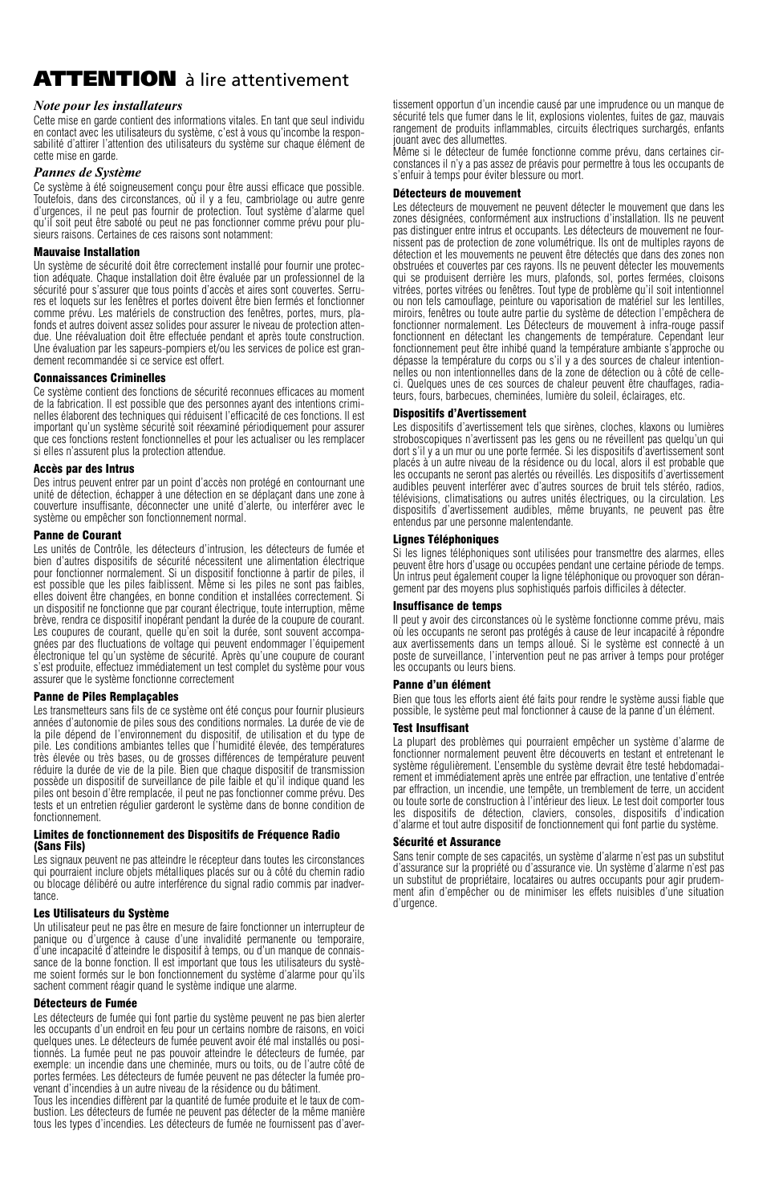# ATTENTION à lire attentivement

### *Note pour les installateurs*

Cette mise en garde contient des informations vitales. En tant que seul individu en contact avec les utilisateurs du système, c'est à vous qu'incombe la responsabilité d'attirer l'attention des utilisateurs du système sur chaque élément de cette mise en garde.

### *Pannes de Système*

Ce système à été soigneusement conçu pour être aussi efficace que possible. Toutefois, dans des circonstances, où il y a feu, cambriolage ou autre genre d'urgences, il ne peut pas fournir de protection. Tout système d'alarme quel qu'il soit peut être saboté ou peut ne pas fonctionner comme prévu pour plusieurs raisons. Certaines de ces raisons sont notamment:

#### Mauvaise Installation

Un système de sécurité doit être correctement installé pour fournir une protection adéquate. Chaque installation doit être évaluée par un professionnel de la sécurité pour s'assurer que tous points d'accès et aires sont couvertes. Serrures et loquets sur les fenêtres et portes doivent être bien fermés et fonctionner comme prévu. Les matériels de construction des fenêtres, portes, murs, plafonds et autres doivent assez solides pour assurer le niveau de protection attendue. Une réévaluation doit être effectuée pendant et après toute construction. Une évaluation par les sapeurs-pompiers et/ou les services de police est grandement recommandée si ce service est offert.

#### Connaissances Criminelles

Ce système contient des fonctions de sécurité reconnues efficaces au moment de la fabrication. Il est possible que des personnes ayant des intentions criminelles élaborent des techniques qui réduisent l'efficacité de ces fonctions. Il est important qu'un système sécurité soit réexaminé périodiquement pour assurer que ces fonctions restent fonctionnelles et pour les actualiser ou les remplacer si elles n'assurent plus la protection attendue.

#### Accès par des Intrus

Des intrus peuvent entrer par un point d'accès non protégé en contournant une unité de détection, échapper à une détection en se déplaçant dans une zone à couverture insuffisante, déconnecter une unité d'alerte, ou interférer avec le système ou empêcher son fonctionnement normal.

#### Panne de Courant

Les unités de Contrôle, les détecteurs d'intrusion, les détecteurs de fumée et bien d'autres dispositifs de sécurité nécessitent une alimentation électrique pour fonctionner normalement. Si un dispositif fonctionne à partir de piles, il est possible que les piles faiblissent. Même si les piles ne sont pas faibles, elles doivent être changées, en bonne condition et installées correctement. Si un dispositif ne fonctionne que par courant électrique, toute interruption, même brève, rendra ce dispositif inopérant pendant la durée de la coupure de courant. Les coupures de courant, quelle qu'en soit la durée, sont souvent accompagnées par des fluctuations de voltage qui peuvent endommager l'équipement électronique tel qu'un système de sécurité. Après qu'une coupure de courant s'est produite, effectuez immédiatement un test complet du système pour vous assurer que le système fonctionne correctement

#### Panne de Piles Remplaçables

Les transmetteurs sans fils de ce système ont été conçus pour fournir plusieurs années d'autonomie de piles sous des conditions normales. La durée de vie de la pile dépend de l'environnement du dispositif, de utilisation et du type de pile. Les conditions ambiantes telles que l'humidité élevée, des températures très élevée ou très bases, ou de grosses différences de température peuvent réduire la durée de vie de la pile. Bien que chaque dispositif de transmission possède un dispositif de surveillance de pile faible et qu'il indique quand les piles ont besoin d'être remplacée, il peut ne pas fonctionner comme prévu. Des tests et un entretien régulier garderont le système dans de bonne condition de fonctionnement.

#### Limites de fonctionnement des Dispositifs de Fréquence Radio (Sans Fils)

Les signaux peuvent ne pas atteindre le récepteur dans toutes les circonstances qui pourraient inclure objets métalliques placés sur ou à côté du chemin radio ou blocage délibéré ou autre interférence du signal radio commis par inadvertance.

#### Les Utilisateurs du Système

Un utilisateur peut ne pas être en mesure de faire fonctionner un interrupteur de panique ou d'urgence à cause d'une invalidité permanente ou temporaire, d'une incapacité d'atteindre le dispositif à temps, ou d'un manque de connaissance de la bonne fonction. Il est important que tous les utilisateurs du système soient formés sur le bon fonctionnement du système d'alarme pour qu'ils sachent comment réagir quand le système indique une alarme.

#### Détecteurs de Fumée

Les détecteurs de fumée qui font partie du système peuvent ne pas bien alerter les occupants d'un endroit en feu pour un certains nombre de raisons, en voici quelques unes. Le détecteurs de fumée peuvent avoir été mal installés ou positionnés. La fumée peut ne pas pouvoir atteindre le détecteurs de fumée, par exemple: un incendie dans une cheminée, murs ou toits, ou de l'autre côté de portes fermées. Les détecteurs de fumée peuvent ne pas détecter la fumée provenant d'incendies à un autre niveau de la résidence ou du bâtiment.

Tous les incendies diffèrent par la quantité de fumée produite et le taux de combustion. Les détecteurs de fumée ne peuvent pas détecter de la même manière tous les types d'incendies. Les détecteurs de fumée ne fournissent pas d'avertissement opportun d'un incendie causé par une imprudence ou un manque de sécurité tels que fumer dans le lit, explosions violentes, fuites de gaz, mauvais rangement de produits inflammables, circuits électriques surchargés, enfants jouant avec des allumettes.

Même si le détecteur de fumée fonctionne comme prévu, dans certaines circonstances il n'y a pas assez de préavis pour permettre à tous les occupants de s'enfuir à temps pour éviter blessure ou mort.

#### Détecteurs de mouvement

Les détecteurs de mouvement ne peuvent détecter le mouvement que dans les zones désignées, conformément aux instructions d'installation. Ils ne peuvent pas distinguer entre intrus et occupants. Les détecteurs de mouvement ne fournissent pas de protection de zone volumétrique. Ils ont de multiples rayons de détection et les mouvements ne peuvent être détectés que dans des zones non obstruées et couvertes par ces rayons. Ils ne peuvent détecter les mouvements qui se produisent derrière les murs, plafonds, sol, portes fermées, cloisons vitrées, portes vitrées ou fenêtres. Tout type de problème qu'il soit intentionnel ou non tels camouflage, peinture ou vaporisation de matériel sur les lentilles, miroirs, fenêtres ou toute autre partie du système de détection l'empêchera de fonctionner normalement. Les Détecteurs de mouvement à infra-rouge passif fonctionnent en détectant les changements de température. Cependant leur fonctionnement peut être inhibé quand la température ambiante s'approche ou dépasse la température du corps ou s'il y a des sources de chaleur intentionnelles ou non intentionnelles dans de la zone de détection ou à côté de celle-ci. Quelques unes de ces sources de chaleur peuvent être chauffages, radiateurs, fours, barbecues, cheminées, lumière du soleil, éclairages, etc.

#### Dispositifs d'Avertissement

Les dispositifs d'avertissement tels que sirènes, cloches, klaxons ou lumières stroboscopiques n'avertissent pas les gens ou ne réveillent pas quelqu'un qui dort s'il y a un mur ou une porte fermée. Si les dispositifs d'avertissement sont placés à un autre niveau de la résidence ou du local, alors il est probable que les occupants ne seront pas alertés ou réveillés. Les dispositifs d'avertissement audibles peuvent interférer avec d'autres sources de bruit tels stéréo, radios, télévisions, climatisations ou autres unités électriques, ou la circulation. Les dispositifs d'avertissement audibles, même bruyants, ne peuvent pas être entendus par une personne malentendante.

#### Lignes Téléphoniques

Si les lignes téléphoniques sont utilisées pour transmettre des alarmes, elles peuvent être hors d'usage ou occupées pendant une certaine période de temps. Un intrus peut également couper la ligne téléphonique ou provoquer son dérangement par des moyens plus sophistiqués parfois difficiles à détecter.

#### Insuffisance de temps

Il peut y avoir des circonstances où le système fonctionne comme prévu, mais où les occupants ne seront pas protégés à cause de leur incapacité à répondre aux avertissements dans un temps alloué. Si le système est connecté à un poste de surveillance, l'intervention peut ne pas arriver à temps pour protéger les occupants ou leurs biens.

#### Panne d'un élément

Bien que tous les efforts aient été faits pour rendre le système aussi fiable que possible, le système peut mal fonctionner à cause de la panne d'un élément.

#### Test Insuffisant

La plupart des problèmes qui pourraient empêcher un système d'alarme de fonctionner normalement peuvent être découverts en testant et entretenant le système régulièrement. L'ensemble du système devrait être testé hebdomadairement et immédiatement après une entrée par effraction, une tentative d'entrée par effraction, un incendie, une tempête, un tremblement de terre, un accident ou toute sorte de construction à l'intérieur des lieux. Le test doit comporter tous les dispositifs de détection, claviers, consoles, dispositifs d'indication d'alarme et tout autre dispositif de fonctionnement qui font partie du système.

#### Sécurité et Assurance

Sans tenir compte de ses capacités, un système d'alarme n'est pas un substitut d'assurance sur la propriété ou d'assurance vie. Un système d'alarme n'est pas un substitut de propriétaires, locataires ou autres occupants pour agir prudemment afin d'empêcher ou de minimiser les effets nuisibles d'une situation d'urgence.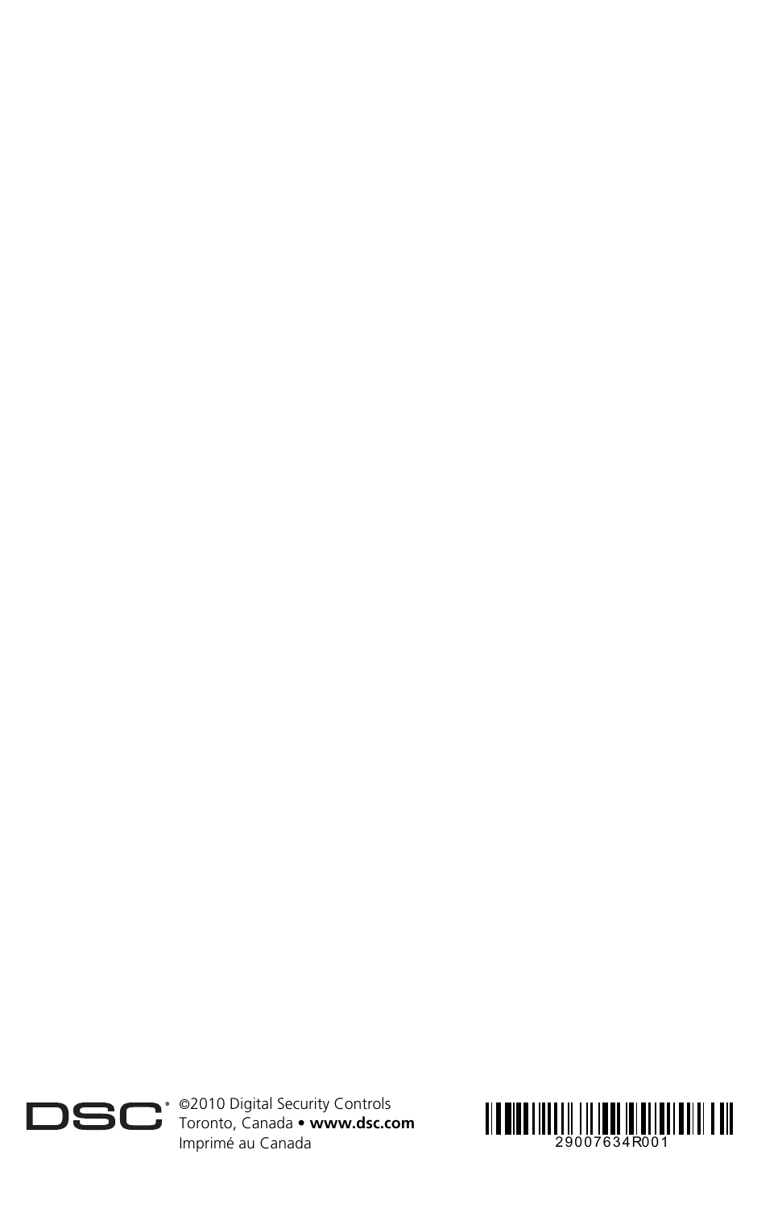DSC®

©2010 Digital Security Controls
Toronto, Canada • **www.dsc.com**
Imprimé au Canada

29007634R001